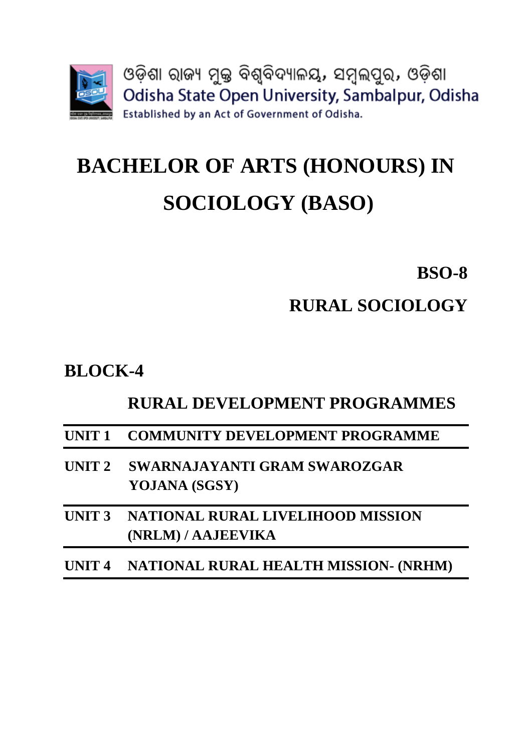ଓଡ଼ିଶା ରାଜ୍ୟ ମୁକ୍ତ ବିଶ୍ୱବିଦ୍ୟାଳୟ, ସମ୍ବଲପୁର, ଓଡ଼ିଶା

Odisha State Open University, Sambalpur, Odisha

Established by an Act of Government of Odisha.

# BACHELOR OF ARTS (HONOURS) IN SOCIOLOGY (BASO)

## BSO-8

## RURAL SOCIOLOGY

## BLOCK-4

## RURAL DEVELOPMENT PROGRAMMES

| | |
|---|---|
| **UNIT 1** | **COMMUNITY DEVELOPMENT PROGRAMME** |
| **UNIT 2** | **SWARNAJAYANTI GRAM SWAROZGAR YOJANA (SGSY)** |
| **UNIT 3** | **NATIONAL RURAL LIVELIHOOD MISSION (NRLM) / AAJEEVIKA** |
| **UNIT 4** | **NATIONAL RURAL HEALTH MISSION- (NRHM)** |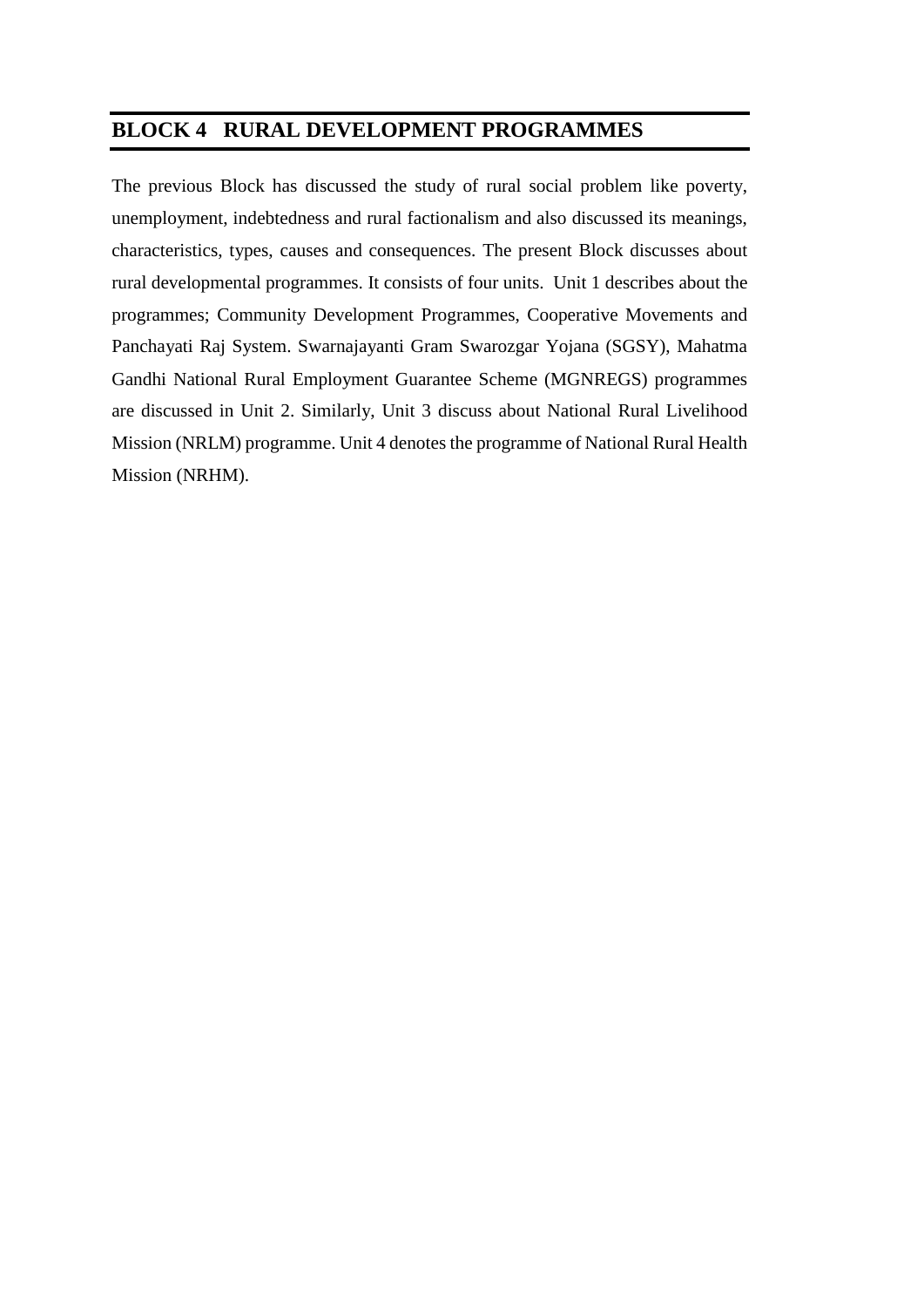# BLOCK 4 RURAL DEVELOPMENT PROGRAMMES

The previous Block has discussed the study of rural social problem like poverty, unemployment, indebtedness and rural factionalism and also discussed its meanings, characteristics, types, causes and consequences. The present Block discusses about rural developmental programmes. It consists of four units. Unit 1 describes about the programmes; Community Development Programmes, Cooperative Movements and Panchayati Raj System. Swarnajayanti Gram Swarozgar Yojana (SGSY), Mahatma Gandhi National Rural Employment Guarantee Scheme (MGNREGS) programmes are discussed in Unit 2. Similarly, Unit 3 discuss about National Rural Livelihood Mission (NRLM) programme. Unit 4 denotes the programme of National Rural Health Mission (NRHM).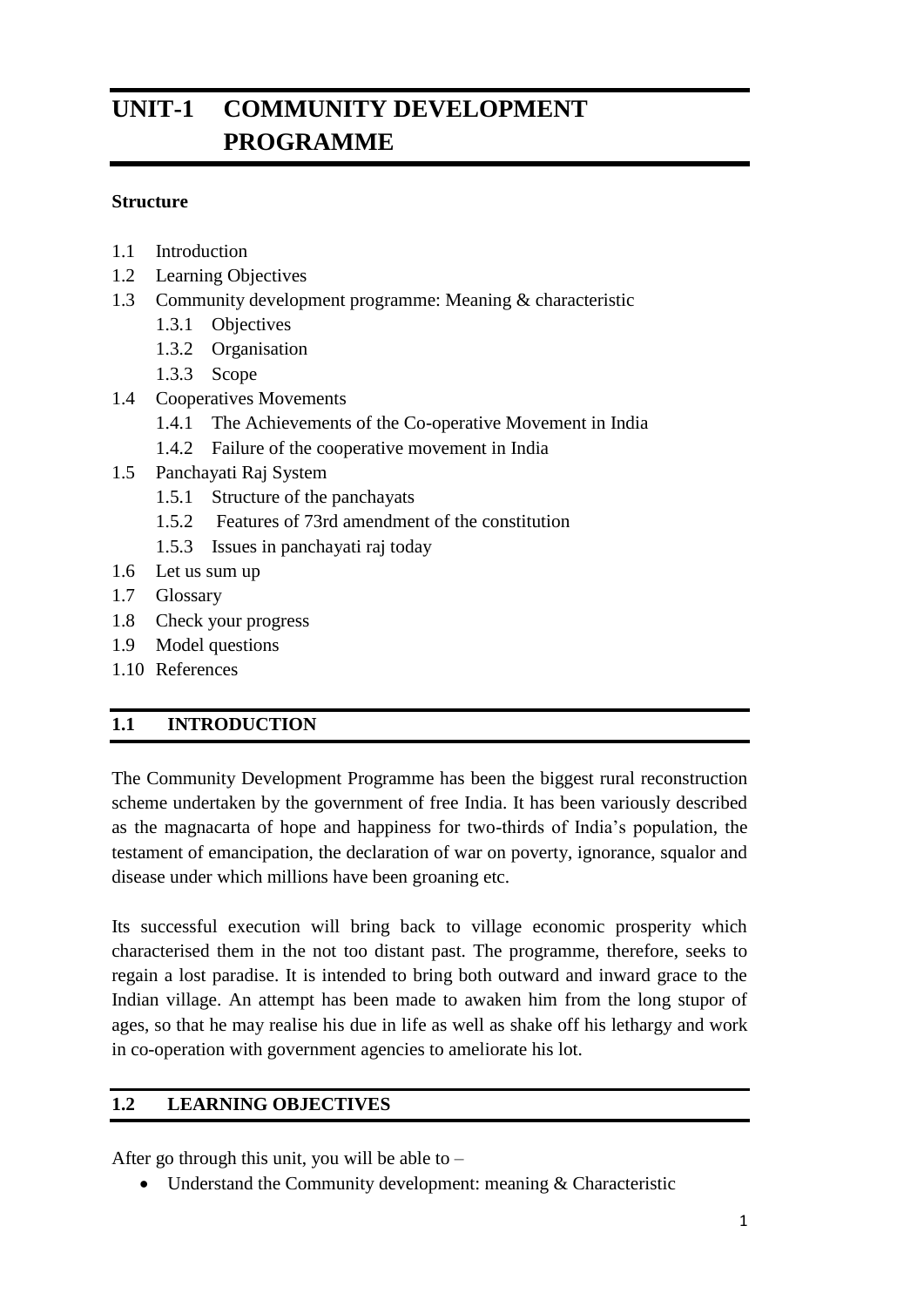# UNIT-1 COMMUNITY DEVELOPMENT PROGRAMME

**Structure**

1.1 Introduction
1.2 Learning Objectives
1.3 Community development programme: Meaning & characteristic
  1.3.1 Objectives
  1.3.2 Organisation
  1.3.3 Scope
1.4 Cooperatives Movements
  1.4.1 The Achievements of the Co-operative Movement in India
  1.4.2 Failure of the cooperative movement in India
1.5 Panchayati Raj System
  1.5.1 Structure of the panchayats
  1.5.2 Features of 73rd amendment of the constitution
  1.5.3 Issues in panchayati raj today
1.6 Let us sum up
1.7 Glossary
1.8 Check your progress
1.9 Model questions
1.10 References

## 1.1 INTRODUCTION

The Community Development Programme has been the biggest rural reconstruction scheme undertaken by the government of free India. It has been variously described as the magnacarta of hope and happiness for two-thirds of India's population, the testament of emancipation, the declaration of war on poverty, ignorance, squalor and disease under which millions have been groaning etc.

Its successful execution will bring back to village economic prosperity which characterised them in the not too distant past. The programme, therefore, seeks to regain a lost paradise. It is intended to bring both outward and inward grace to the Indian village. An attempt has been made to awaken him from the long stupor of ages, so that he may realise his due in life as well as shake off his lethargy and work in co-operation with government agencies to ameliorate his lot.

## 1.2 LEARNING OBJECTIVES

After go through this unit, you will be able to –

- Understand the Community development: meaning & Characteristic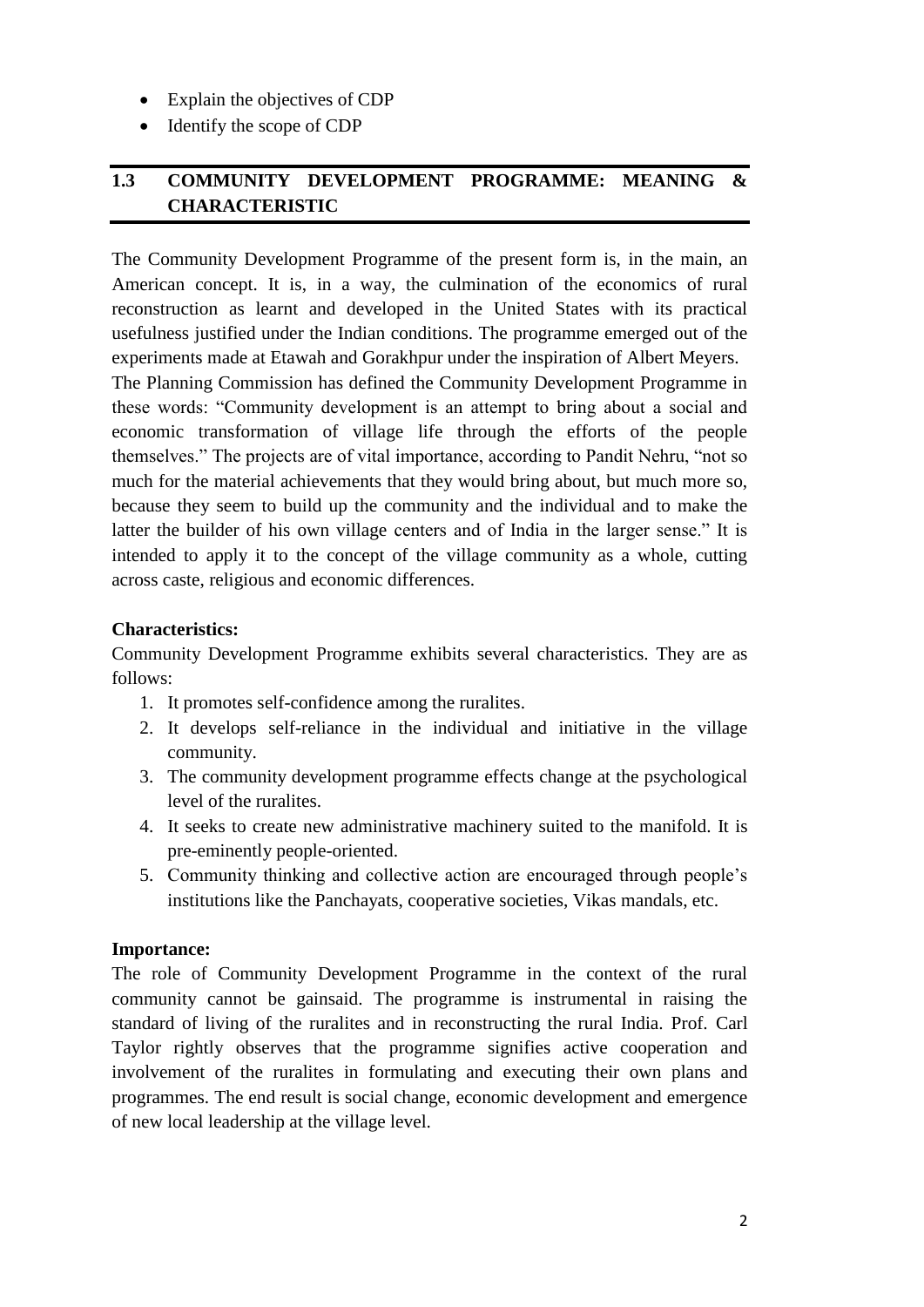- Explain the objectives of CDP
- Identify the scope of CDP

## 1.3 COMMUNITY DEVELOPMENT PROGRAMME: MEANING & CHARACTERISTIC

The Community Development Programme of the present form is, in the main, an American concept. It is, in a way, the culmination of the economics of rural reconstruction as learnt and developed in the United States with its practical usefulness justified under the Indian conditions. The programme emerged out of the experiments made at Etawah and Gorakhpur under the inspiration of Albert Meyers.

The Planning Commission has defined the Community Development Programme in these words: "Community development is an attempt to bring about a social and economic transformation of village life through the efforts of the people themselves." The projects are of vital importance, according to Pandit Nehru, "not so much for the material achievements that they would bring about, but much more so, because they seem to build up the community and the individual and to make the latter the builder of his own village centers and of India in the larger sense." It is intended to apply it to the concept of the village community as a whole, cutting across caste, religious and economic differences.

**Characteristics:**

Community Development Programme exhibits several characteristics. They are as follows:

1. It promotes self-confidence among the ruralites.
2. It develops self-reliance in the individual and initiative in the village community.
3. The community development programme effects change at the psychological level of the ruralites.
4. It seeks to create new administrative machinery suited to the manifold. It is pre-eminently people-oriented.
5. Community thinking and collective action are encouraged through people's institutions like the Panchayats, cooperative societies, Vikas mandals, etc.

**Importance:**

The role of Community Development Programme in the context of the rural community cannot be gainsaid. The programme is instrumental in raising the standard of living of the ruralites and in reconstructing the rural India. Prof. Carl Taylor rightly observes that the programme signifies active cooperation and involvement of the ruralites in formulating and executing their own plans and programmes. The end result is social change, economic development and emergence of new local leadership at the village level.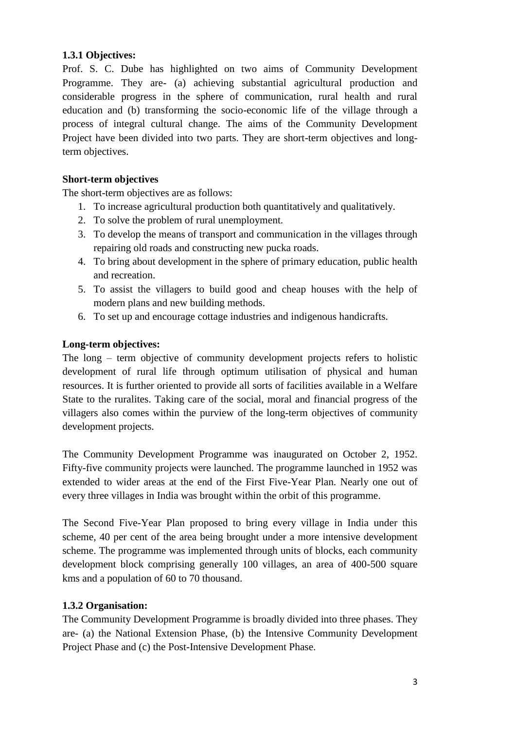### 1.3.1 Objectives:

Prof. S. C. Dube has highlighted on two aims of Community Development Programme. They are- (a) achieving substantial agricultural production and considerable progress in the sphere of communication, rural health and rural education and (b) transforming the socio-economic life of the village through a process of integral cultural change. The aims of the Community Development Project have been divided into two parts. They are short-term objectives and long-term objectives.

**Short-term objectives**

The short-term objectives are as follows:

1. To increase agricultural production both quantitatively and qualitatively.
2. To solve the problem of rural unemployment.
3. To develop the means of transport and communication in the villages through repairing old roads and constructing new pucka roads.
4. To bring about development in the sphere of primary education, public health and recreation.
5. To assist the villagers to build good and cheap houses with the help of modern plans and new building methods.
6. To set up and encourage cottage industries and indigenous handicrafts.

**Long-term objectives:**

The long – term objective of community development projects refers to holistic development of rural life through optimum utilisation of physical and human resources. It is further oriented to provide all sorts of facilities available in a Welfare State to the ruralites. Taking care of the social, moral and financial progress of the villagers also comes within the purview of the long-term objectives of community development projects.

The Community Development Programme was inaugurated on October 2, 1952. Fifty-five community projects were launched. The programme launched in 1952 was extended to wider areas at the end of the First Five-Year Plan. Nearly one out of every three villages in India was brought within the orbit of this programme.

The Second Five-Year Plan proposed to bring every village in India under this scheme, 40 per cent of the area being brought under a more intensive development scheme. The programme was implemented through units of blocks, each community development block comprising generally 100 villages, an area of 400-500 square kms and a population of 60 to 70 thousand.

### 1.3.2 Organisation:

The Community Development Programme is broadly divided into three phases. They are- (a) the National Extension Phase, (b) the Intensive Community Development Project Phase and (c) the Post-Intensive Development Phase.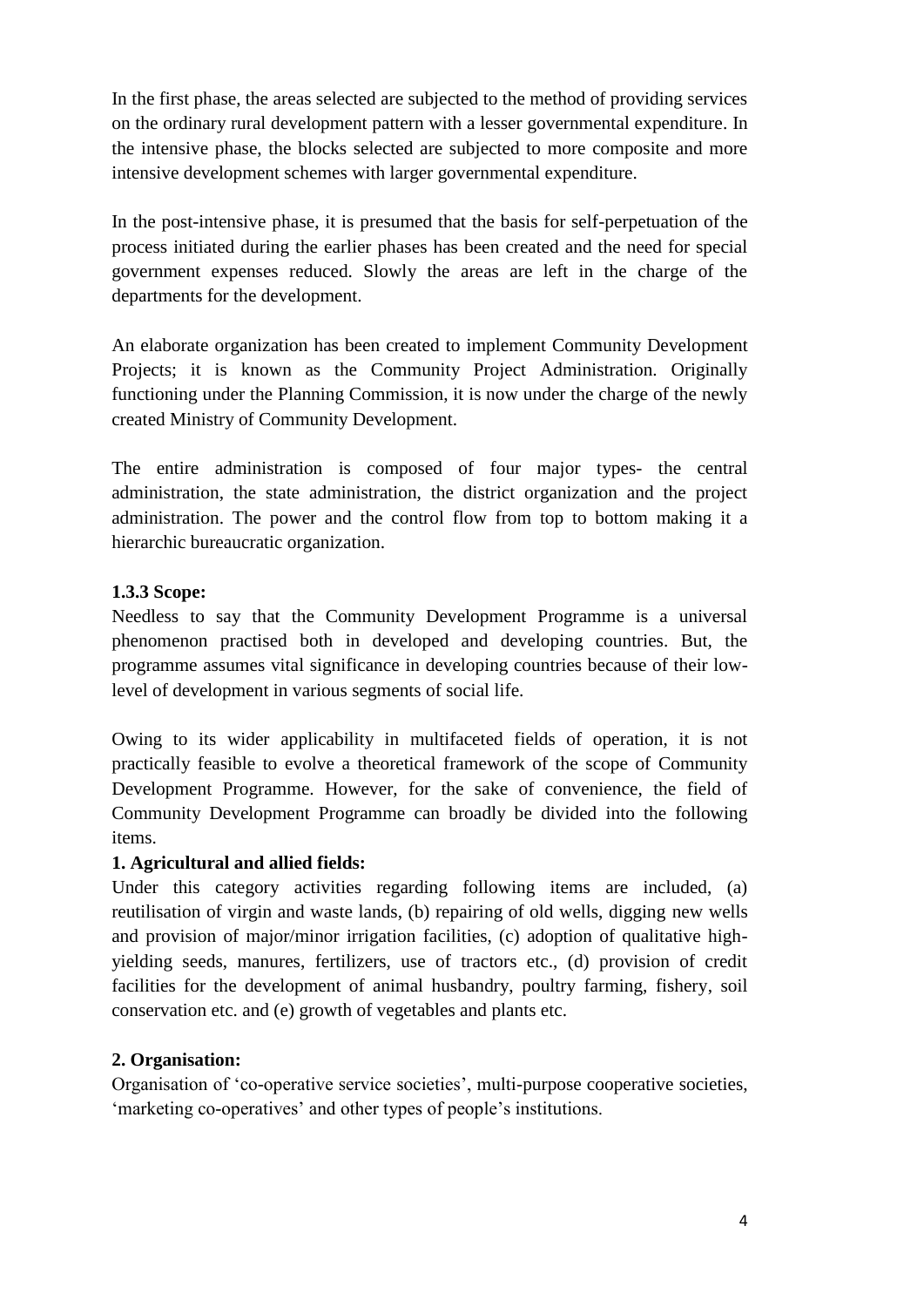In the first phase, the areas selected are subjected to the method of providing services on the ordinary rural development pattern with a lesser governmental expenditure. In the intensive phase, the blocks selected are subjected to more composite and more intensive development schemes with larger governmental expenditure.

In the post-intensive phase, it is presumed that the basis for self-perpetuation of the process initiated during the earlier phases has been created and the need for special government expenses reduced. Slowly the areas are left in the charge of the departments for the development.

An elaborate organization has been created to implement Community Development Projects; it is known as the Community Project Administration. Originally functioning under the Planning Commission, it is now under the charge of the newly created Ministry of Community Development.

The entire administration is composed of four major types- the central administration, the state administration, the district organization and the project administration. The power and the control flow from top to bottom making it a hierarchic bureaucratic organization.

### 1.3.3 Scope:

Needless to say that the Community Development Programme is a universal phenomenon practised both in developed and developing countries. But, the programme assumes vital significance in developing countries because of their low-level of development in various segments of social life.

Owing to its wider applicability in multifaceted fields of operation, it is not practically feasible to evolve a theoretical framework of the scope of Community Development Programme. However, for the sake of convenience, the field of Community Development Programme can broadly be divided into the following items.

**1. Agricultural and allied fields:**

Under this category activities regarding following items are included, (a) reutilisation of virgin and waste lands, (b) repairing of old wells, digging new wells and provision of major/minor irrigation facilities, (c) adoption of qualitative high-yielding seeds, manures, fertilizers, use of tractors etc., (d) provision of credit facilities for the development of animal husbandry, poultry farming, fishery, soil conservation etc. and (e) growth of vegetables and plants etc.

**2. Organisation:**

Organisation of 'co-operative service societies', multi-purpose cooperative societies, 'marketing co-operatives' and other types of people's institutions.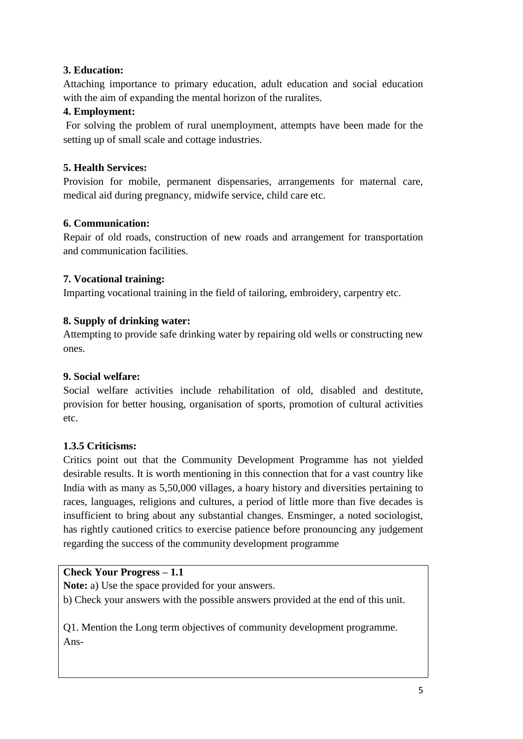**3. Education:**

Attaching importance to primary education, adult education and social education with the aim of expanding the mental horizon of the ruralites.

**4. Employment:**

For solving the problem of rural unemployment, attempts have been made for the setting up of small scale and cottage industries.

**5. Health Services:**

Provision for mobile, permanent dispensaries, arrangements for maternal care, medical aid during pregnancy, midwife service, child care etc.

**6. Communication:**

Repair of old roads, construction of new roads and arrangement for transportation and communication facilities.

**7. Vocational training:**

Imparting vocational training in the field of tailoring, embroidery, carpentry etc.

**8. Supply of drinking water:**

Attempting to provide safe drinking water by repairing old wells or constructing new ones.

**9. Social welfare:**

Social welfare activities include rehabilitation of old, disabled and destitute, provision for better housing, organisation of sports, promotion of cultural activities etc.

**1.3.5 Criticisms:**

Critics point out that the Community Development Programme has not yielded desirable results. It is worth mentioning in this connection that for a vast country like India with as many as 5,50,000 villages, a hoary history and diversities pertaining to races, languages, religions and cultures, a period of little more than five decades is insufficient to bring about any substantial changes. Ensminger, a noted sociologist, has rightly cautioned critics to exercise patience before pronouncing any judgement regarding the success of the community development programme

**Check Your Progress – 1.1**

**Note:** a) Use the space provided for your answers.

b) Check your answers with the possible answers provided at the end of this unit.

Q1. Mention the Long term objectives of community development programme.

Ans-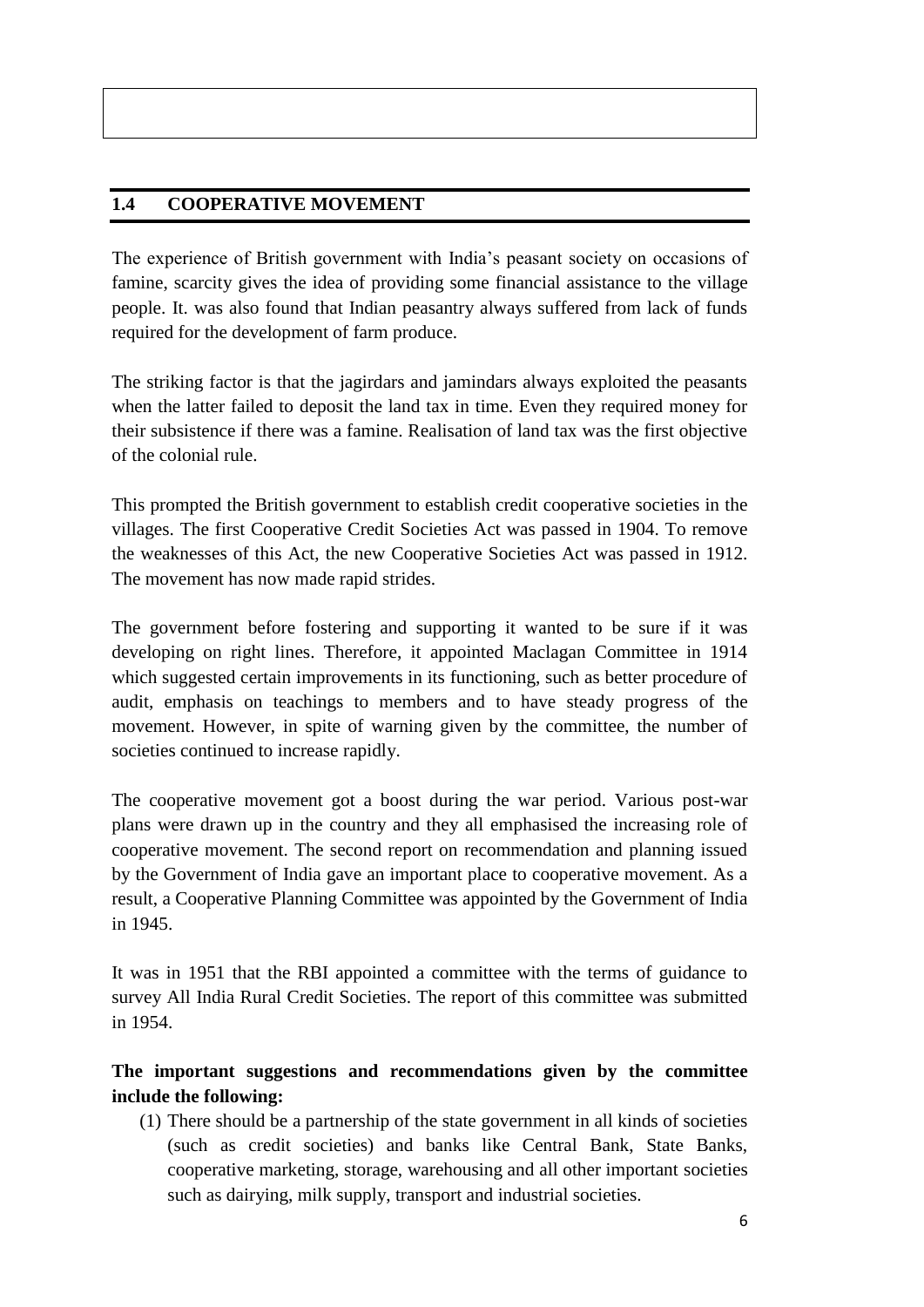## 1.4 COOPERATIVE MOVEMENT

The experience of British government with India's peasant society on occasions of famine, scarcity gives the idea of providing some financial assistance to the village people. It. was also found that Indian peasantry always suffered from lack of funds required for the development of farm produce.

The striking factor is that the jagirdars and jamindars always exploited the peasants when the latter failed to deposit the land tax in time. Even they required money for their subsistence if there was a famine. Realisation of land tax was the first objective of the colonial rule.

This prompted the British government to establish credit cooperative societies in the villages. The first Cooperative Credit Societies Act was passed in 1904. To remove the weaknesses of this Act, the new Cooperative Societies Act was passed in 1912. The movement has now made rapid strides.

The government before fostering and supporting it wanted to be sure if it was developing on right lines. Therefore, it appointed Maclagan Committee in 1914 which suggested certain improvements in its functioning, such as better procedure of audit, emphasis on teachings to members and to have steady progress of the movement. However, in spite of warning given by the committee, the number of societies continued to increase rapidly.

The cooperative movement got a boost during the war period. Various post-war plans were drawn up in the country and they all emphasised the increasing role of cooperative movement. The second report on recommendation and planning issued by the Government of India gave an important place to cooperative movement. As a result, a Cooperative Planning Committee was appointed by the Government of India in 1945.

It was in 1951 that the RBI appointed a committee with the terms of guidance to survey All India Rural Credit Societies. The report of this committee was submitted in 1954.

**The important suggestions and recommendations given by the committee include the following:**

(1) There should be a partnership of the state government in all kinds of societies (such as credit societies) and banks like Central Bank, State Banks, cooperative marketing, storage, warehousing and all other important societies such as dairying, milk supply, transport and industrial societies.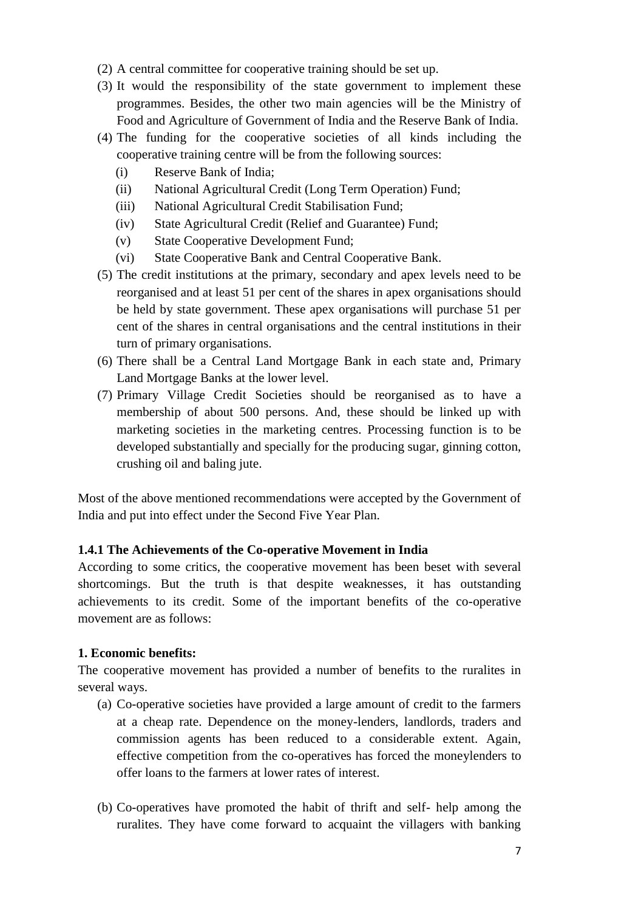(2) A central committee for cooperative training should be set up.
(3) It would the responsibility of the state government to implement these programmes. Besides, the other two main agencies will be the Ministry of Food and Agriculture of Government of India and the Reserve Bank of India.
(4) The funding for the cooperative societies of all kinds including the cooperative training centre will be from the following sources:
    (i) Reserve Bank of India;
    (ii) National Agricultural Credit (Long Term Operation) Fund;
    (iii) National Agricultural Credit Stabilisation Fund;
    (iv) State Agricultural Credit (Relief and Guarantee) Fund;
    (v) State Cooperative Development Fund;
    (vi) State Cooperative Bank and Central Cooperative Bank.
(5) The credit institutions at the primary, secondary and apex levels need to be reorganised and at least 51 per cent of the shares in apex organisations should be held by state government. These apex organisations will purchase 51 per cent of the shares in central organisations and the central institutions in their turn of primary organisations.
(6) There shall be a Central Land Mortgage Bank in each state and, Primary Land Mortgage Banks at the lower level.
(7) Primary Village Credit Societies should be reorganised as to have a membership of about 500 persons. And, these should be linked up with marketing societies in the marketing centres. Processing function is to be developed substantially and specially for the producing sugar, ginning cotton, crushing oil and baling jute.

Most of the above mentioned recommendations were accepted by the Government of India and put into effect under the Second Five Year Plan.

**1.4.1 The Achievements of the Co-operative Movement in India**

According to some critics, the cooperative movement has been beset with several shortcomings. But the truth is that despite weaknesses, it has outstanding achievements to its credit. Some of the important benefits of the co-operative movement are as follows:

**1. Economic benefits:**

The cooperative movement has provided a number of benefits to the ruralites in several ways.

(a) Co-operative societies have provided a large amount of credit to the farmers at a cheap rate. Dependence on the money-lenders, landlords, traders and commission agents has been reduced to a considerable extent. Again, effective competition from the co-operatives has forced the moneylenders to offer loans to the farmers at lower rates of interest.

(b) Co-operatives have promoted the habit of thrift and self- help among the ruralites. They have come forward to acquaint the villagers with banking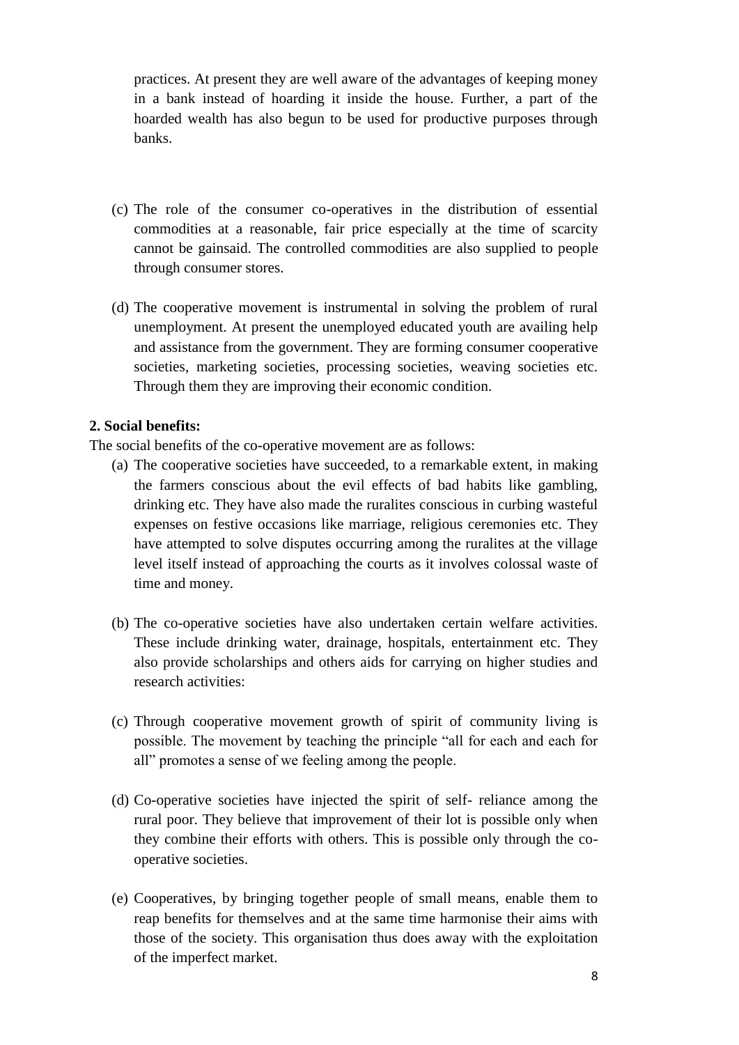practices. At present they are well aware of the advantages of keeping money in a bank instead of hoarding it inside the house. Further, a part of the hoarded wealth has also begun to be used for productive purposes through banks.

(c) The role of the consumer co-operatives in the distribution of essential commodities at a reasonable, fair price especially at the time of scarcity cannot be gainsaid. The controlled commodities are also supplied to people through consumer stores.

(d) The cooperative movement is instrumental in solving the problem of rural unemployment. At present the unemployed educated youth are availing help and assistance from the government. They are forming consumer cooperative societies, marketing societies, processing societies, weaving societies etc. Through them they are improving their economic condition.

**2. Social benefits:**

The social benefits of the co-operative movement are as follows:

(a) The cooperative societies have succeeded, to a remarkable extent, in making the farmers conscious about the evil effects of bad habits like gambling, drinking etc. They have also made the ruralites conscious in curbing wasteful expenses on festive occasions like marriage, religious ceremonies etc. They have attempted to solve disputes occurring among the ruralites at the village level itself instead of approaching the courts as it involves colossal waste of time and money.

(b) The co-operative societies have also undertaken certain welfare activities. These include drinking water, drainage, hospitals, entertainment etc. They also provide scholarships and others aids for carrying on higher studies and research activities:

(c) Through cooperative movement growth of spirit of community living is possible. The movement by teaching the principle "all for each and each for all" promotes a sense of we feeling among the people.

(d) Co-operative societies have injected the spirit of self- reliance among the rural poor. They believe that improvement of their lot is possible only when they combine their efforts with others. This is possible only through the co-operative societies.

(e) Cooperatives, by bringing together people of small means, enable them to reap benefits for themselves and at the same time harmonise their aims with those of the society. This organisation thus does away with the exploitation of the imperfect market.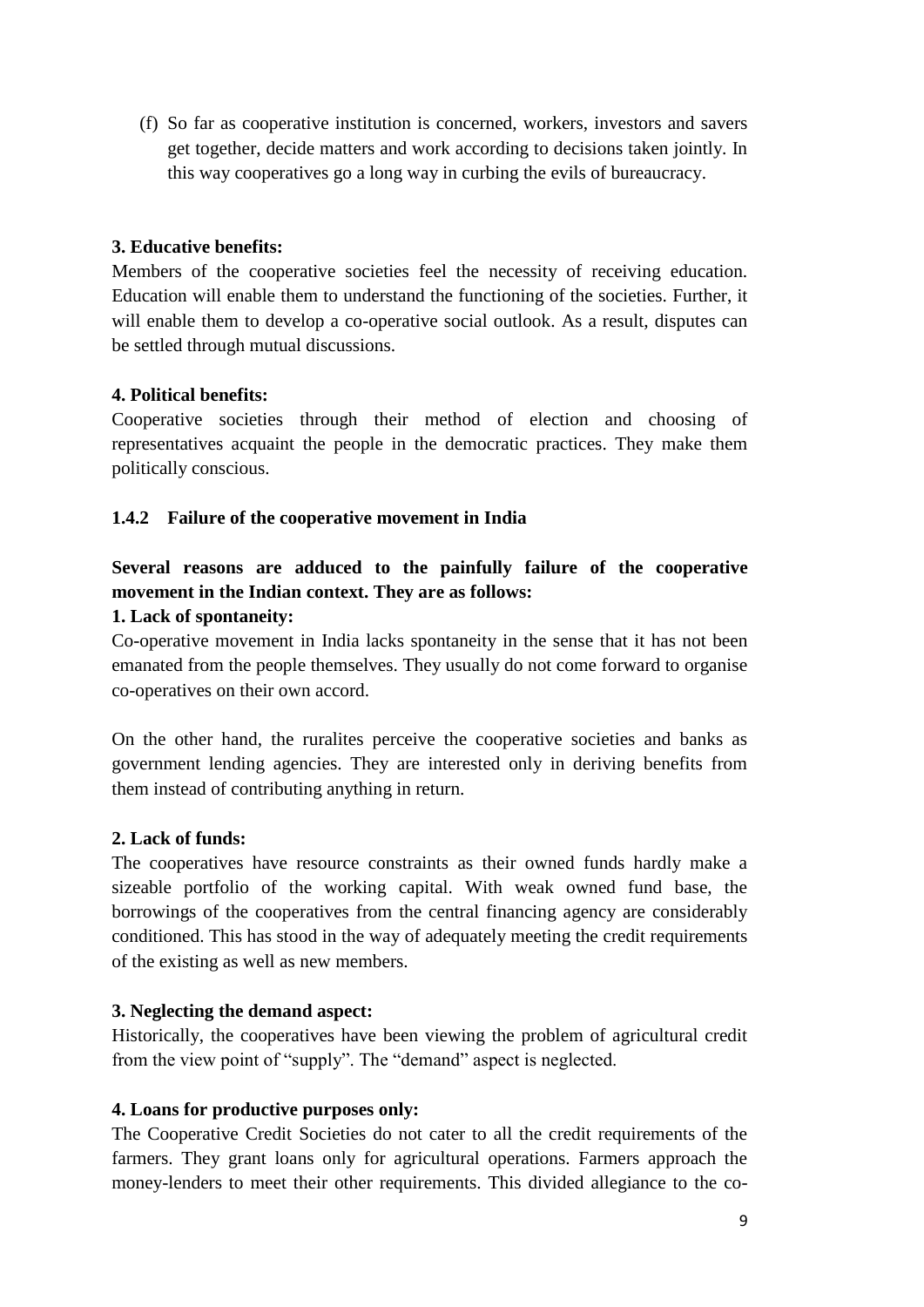(f) So far as cooperative institution is concerned, workers, investors and savers get together, decide matters and work according to decisions taken jointly. In this way cooperatives go a long way in curbing the evils of bureaucracy.

**3. Educative benefits:**

Members of the cooperative societies feel the necessity of receiving education. Education will enable them to understand the functioning of the societies. Further, it will enable them to develop a co-operative social outlook. As a result, disputes can be settled through mutual discussions.

**4. Political benefits:**

Cooperative societies through their method of election and choosing of representatives acquaint the people in the democratic practices. They make them politically conscious.

### 1.4.2 Failure of the cooperative movement in India

**Several reasons are adduced to the painfully failure of the cooperative movement in the Indian context. They are as follows:**

**1. Lack of spontaneity:**

Co-operative movement in India lacks spontaneity in the sense that it has not been emanated from the people themselves. They usually do not come forward to organise co-operatives on their own accord.

On the other hand, the ruralites perceive the cooperative societies and banks as government lending agencies. They are interested only in deriving benefits from them instead of contributing anything in return.

**2. Lack of funds:**

The cooperatives have resource constraints as their owned funds hardly make a sizeable portfolio of the working capital. With weak owned fund base, the borrowings of the cooperatives from the central financing agency are considerably conditioned. This has stood in the way of adequately meeting the credit requirements of the existing as well as new members.

**3. Neglecting the demand aspect:**

Historically, the cooperatives have been viewing the problem of agricultural credit from the view point of "supply". The "demand" aspect is neglected.

**4. Loans for productive purposes only:**

The Cooperative Credit Societies do not cater to all the credit requirements of the farmers. They grant loans only for agricultural operations. Farmers approach the money-lenders to meet their other requirements. This divided allegiance to the co-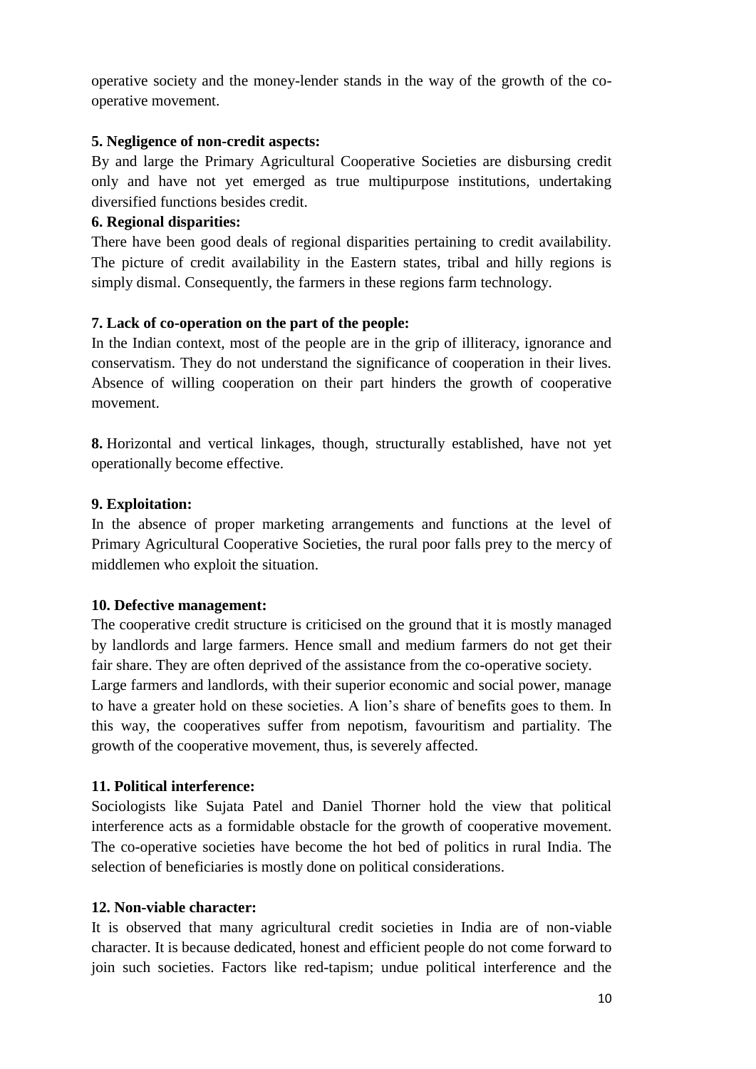operative society and the money-lender stands in the way of the growth of the co-operative movement.

**5. Negligence of non-credit aspects:**

By and large the Primary Agricultural Cooperative Societies are disbursing credit only and have not yet emerged as true multipurpose institutions, undertaking diversified functions besides credit.

**6. Regional disparities:**

There have been good deals of regional disparities pertaining to credit availability. The picture of credit availability in the Eastern states, tribal and hilly regions is simply dismal. Consequently, the farmers in these regions farm technology.

**7. Lack of co-operation on the part of the people:**

In the Indian context, most of the people are in the grip of illiteracy, ignorance and conservatism. They do not understand the significance of cooperation in their lives. Absence of willing cooperation on their part hinders the growth of cooperative movement.

**8.** Horizontal and vertical linkages, though, structurally established, have not yet operationally become effective.

**9. Exploitation:**

In the absence of proper marketing arrangements and functions at the level of Primary Agricultural Cooperative Societies, the rural poor falls prey to the mercy of middlemen who exploit the situation.

**10. Defective management:**

The cooperative credit structure is criticised on the ground that it is mostly managed by landlords and large farmers. Hence small and medium farmers do not get their fair share. They are often deprived of the assistance from the co-operative society.
Large farmers and landlords, with their superior economic and social power, manage to have a greater hold on these societies. A lion's share of benefits goes to them. In this way, the cooperatives suffer from nepotism, favouritism and partiality. The growth of the cooperative movement, thus, is severely affected.

**11. Political interference:**

Sociologists like Sujata Patel and Daniel Thorner hold the view that political interference acts as a formidable obstacle for the growth of cooperative movement. The co-operative societies have become the hot bed of politics in rural India. The selection of beneficiaries is mostly done on political considerations.

**12. Non-viable character:**

It is observed that many agricultural credit societies in India are of non-viable character. It is because dedicated, honest and efficient people do not come forward to join such societies. Factors like red-tapism; undue political interference and the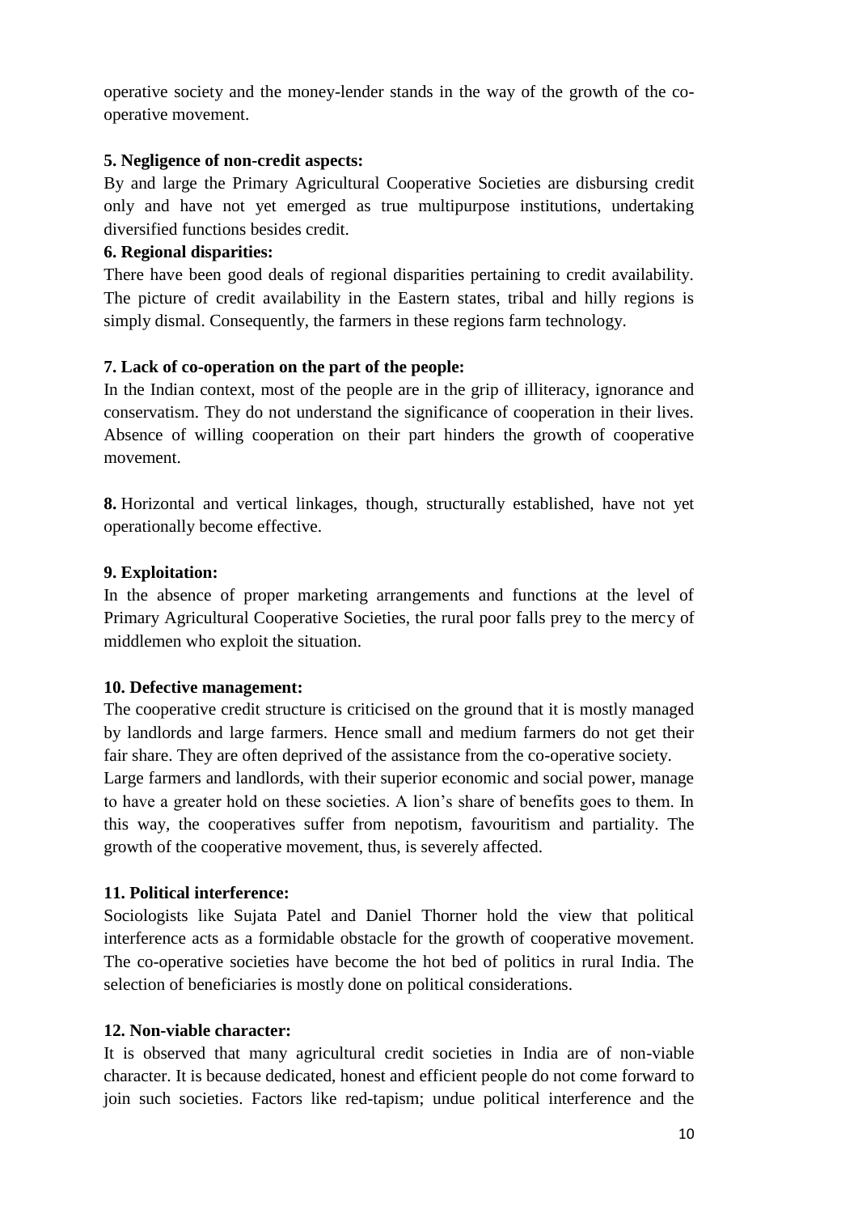operative society and the money-lender stands in the way of the growth of the co-operative movement.

**5. Negligence of non-credit aspects:**

By and large the Primary Agricultural Cooperative Societies are disbursing credit only and have not yet emerged as true multipurpose institutions, undertaking diversified functions besides credit.

**6. Regional disparities:**

There have been good deals of regional disparities pertaining to credit availability. The picture of credit availability in the Eastern states, tribal and hilly regions is simply dismal. Consequently, the farmers in these regions farm technology.

**7. Lack of co-operation on the part of the people:**

In the Indian context, most of the people are in the grip of illiteracy, ignorance and conservatism. They do not understand the significance of cooperation in their lives. Absence of willing cooperation on their part hinders the growth of cooperative movement.

**8.** Horizontal and vertical linkages, though, structurally established, have not yet operationally become effective.

**9. Exploitation:**

In the absence of proper marketing arrangements and functions at the level of Primary Agricultural Cooperative Societies, the rural poor falls prey to the mercy of middlemen who exploit the situation.

**10. Defective management:**

The cooperative credit structure is criticised on the ground that it is mostly managed by landlords and large farmers. Hence small and medium farmers do not get their fair share. They are often deprived of the assistance from the co-operative society.
Large farmers and landlords, with their superior economic and social power, manage to have a greater hold on these societies. A lion's share of benefits goes to them. In this way, the cooperatives suffer from nepotism, favouritism and partiality. The growth of the cooperative movement, thus, is severely affected.

**11. Political interference:**

Sociologists like Sujata Patel and Daniel Thorner hold the view that political interference acts as a formidable obstacle for the growth of cooperative movement. The co-operative societies have become the hot bed of politics in rural India. The selection of beneficiaries is mostly done on political considerations.

**12. Non-viable character:**

It is observed that many agricultural credit societies in India are of non-viable character. It is because dedicated, honest and efficient people do not come forward to join such societies. Factors like red-tapism; undue political interference and the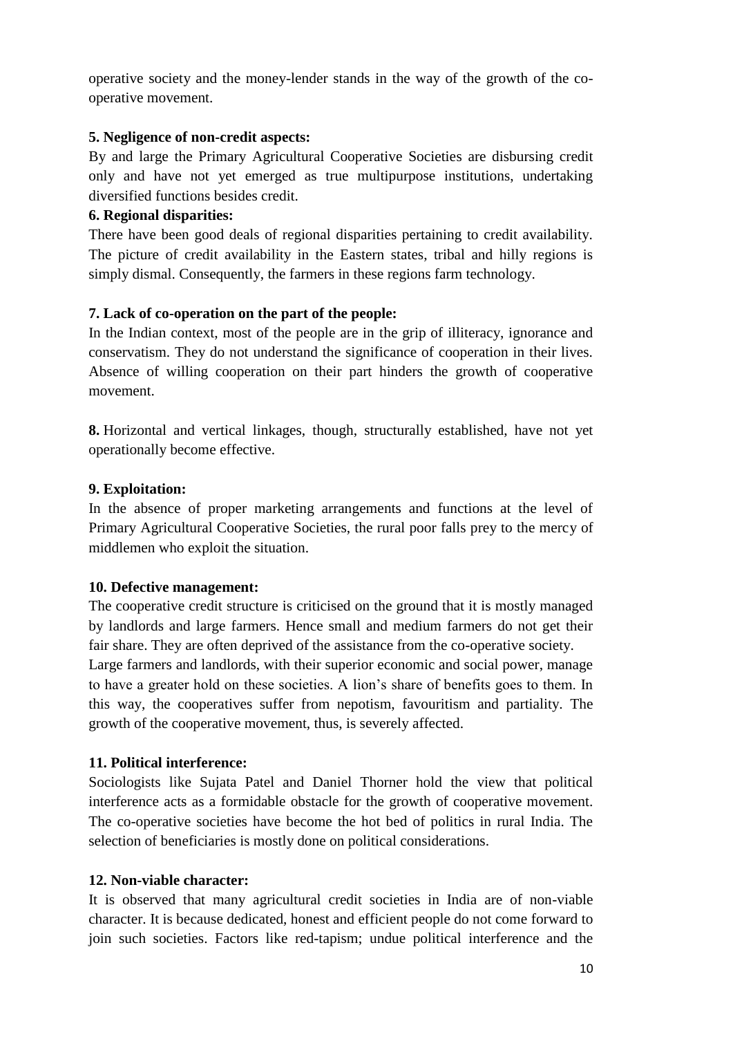operative society and the money-lender stands in the way of the growth of the co-operative movement.

**5. Negligence of non-credit aspects:**

By and large the Primary Agricultural Cooperative Societies are disbursing credit only and have not yet emerged as true multipurpose institutions, undertaking diversified functions besides credit.

**6. Regional disparities:**

There have been good deals of regional disparities pertaining to credit availability. The picture of credit availability in the Eastern states, tribal and hilly regions is simply dismal. Consequently, the farmers in these regions farm technology.

**7. Lack of co-operation on the part of the people:**

In the Indian context, most of the people are in the grip of illiteracy, ignorance and conservatism. They do not understand the significance of cooperation in their lives. Absence of willing cooperation on their part hinders the growth of cooperative movement.

**8.** Horizontal and vertical linkages, though, structurally established, have not yet operationally become effective.

**9. Exploitation:**

In the absence of proper marketing arrangements and functions at the level of Primary Agricultural Cooperative Societies, the rural poor falls prey to the mercy of middlemen who exploit the situation.

**10. Defective management:**

The cooperative credit structure is criticised on the ground that it is mostly managed by landlords and large farmers. Hence small and medium farmers do not get their fair share. They are often deprived of the assistance from the co-operative society.
Large farmers and landlords, with their superior economic and social power, manage to have a greater hold on these societies. A lion's share of benefits goes to them. In this way, the cooperatives suffer from nepotism, favouritism and partiality. The growth of the cooperative movement, thus, is severely affected.

**11. Political interference:**

Sociologists like Sujata Patel and Daniel Thorner hold the view that political interference acts as a formidable obstacle for the growth of cooperative movement. The co-operative societies have become the hot bed of politics in rural India. The selection of beneficiaries is mostly done on political considerations.

**12. Non-viable character:**

It is observed that many agricultural credit societies in India are of non-viable character. It is because dedicated, honest and efficient people do not come forward to join such societies. Factors like red-tapism; undue political interference and the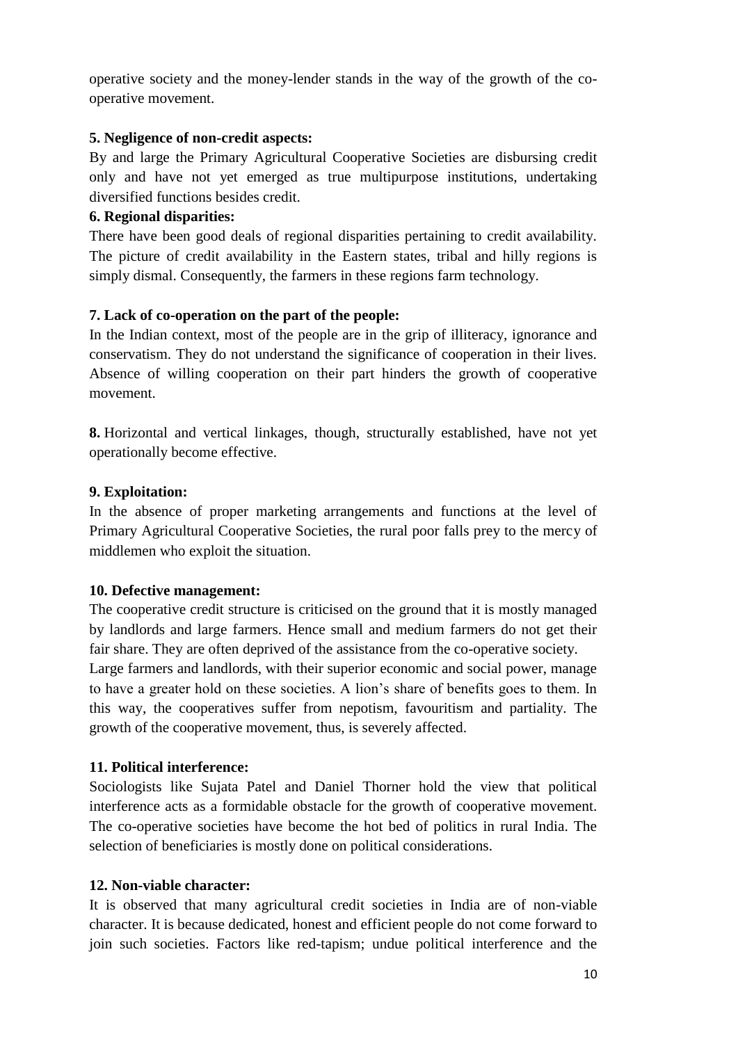operative society and the money-lender stands in the way of the growth of the co-operative movement.

**5. Negligence of non-credit aspects:**

By and large the Primary Agricultural Cooperative Societies are disbursing credit only and have not yet emerged as true multipurpose institutions, undertaking diversified functions besides credit.

**6. Regional disparities:**

There have been good deals of regional disparities pertaining to credit availability. The picture of credit availability in the Eastern states, tribal and hilly regions is simply dismal. Consequently, the farmers in these regions farm technology.

**7. Lack of co-operation on the part of the people:**

In the Indian context, most of the people are in the grip of illiteracy, ignorance and conservatism. They do not understand the significance of cooperation in their lives. Absence of willing cooperation on their part hinders the growth of cooperative movement.

**8.** Horizontal and vertical linkages, though, structurally established, have not yet operationally become effective.

**9. Exploitation:**

In the absence of proper marketing arrangements and functions at the level of Primary Agricultural Cooperative Societies, the rural poor falls prey to the mercy of middlemen who exploit the situation.

**10. Defective management:**

The cooperative credit structure is criticised on the ground that it is mostly managed by landlords and large farmers. Hence small and medium farmers do not get their fair share. They are often deprived of the assistance from the co-operative society.
Large farmers and landlords, with their superior economic and social power, manage to have a greater hold on these societies. A lion's share of benefits goes to them. In this way, the cooperatives suffer from nepotism, favouritism and partiality. The growth of the cooperative movement, thus, is severely affected.

**11. Political interference:**

Sociologists like Sujata Patel and Daniel Thorner hold the view that political interference acts as a formidable obstacle for the growth of cooperative movement. The co-operative societies have become the hot bed of politics in rural India. The selection of beneficiaries is mostly done on political considerations.

**12. Non-viable character:**

It is observed that many agricultural credit societies in India are of non-viable character. It is because dedicated, honest and efficient people do not come forward to join such societies. Factors like red-tapism; undue political interference and the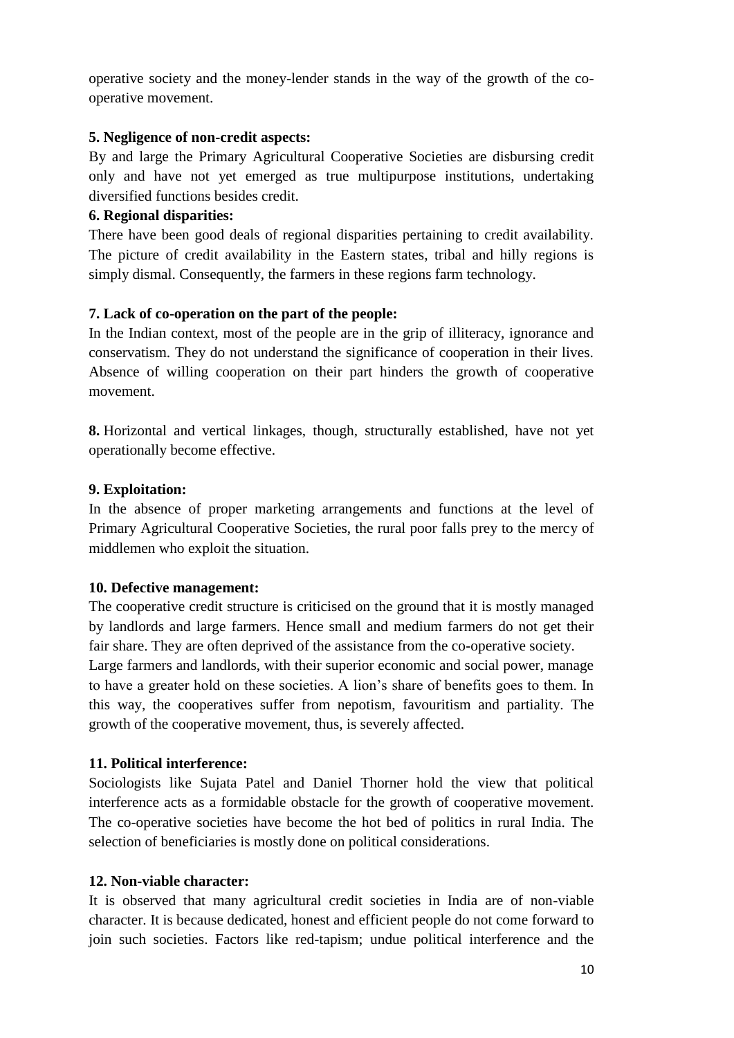operative society and the money-lender stands in the way of the growth of the co-operative movement.

**5. Negligence of non-credit aspects:**

By and large the Primary Agricultural Cooperative Societies are disbursing credit only and have not yet emerged as true multipurpose institutions, undertaking diversified functions besides credit.

**6. Regional disparities:**

There have been good deals of regional disparities pertaining to credit availability. The picture of credit availability in the Eastern states, tribal and hilly regions is simply dismal. Consequently, the farmers in these regions farm technology.

**7. Lack of co-operation on the part of the people:**

In the Indian context, most of the people are in the grip of illiteracy, ignorance and conservatism. They do not understand the significance of cooperation in their lives. Absence of willing cooperation on their part hinders the growth of cooperative movement.

**8.** Horizontal and vertical linkages, though, structurally established, have not yet operationally become effective.

**9. Exploitation:**

In the absence of proper marketing arrangements and functions at the level of Primary Agricultural Cooperative Societies, the rural poor falls prey to the mercy of middlemen who exploit the situation.

**10. Defective management:**

The cooperative credit structure is criticised on the ground that it is mostly managed by landlords and large farmers. Hence small and medium farmers do not get their fair share. They are often deprived of the assistance from the co-operative society. Large farmers and landlords, with their superior economic and social power, manage to have a greater hold on these societies. A lion's share of benefits goes to them. In this way, the cooperatives suffer from nepotism, favouritism and partiality. The growth of the cooperative movement, thus, is severely affected.

**11. Political interference:**

Sociologists like Sujata Patel and Daniel Thorner hold the view that political interference acts as a formidable obstacle for the growth of cooperative movement. The co-operative societies have become the hot bed of politics in rural India. The selection of beneficiaries is mostly done on political considerations.

**12. Non-viable character:**

It is observed that many agricultural credit societies in India are of non-viable character. It is because dedicated, honest and efficient people do not come forward to join such societies. Factors like red-tapism; undue political interference and the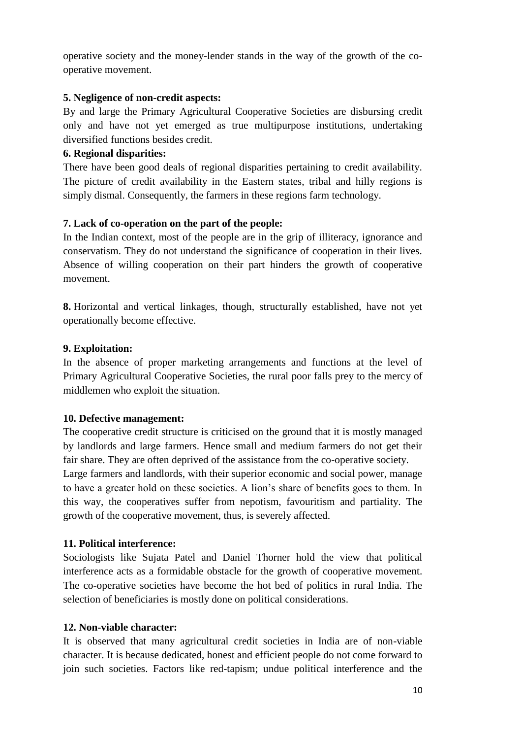operative society and the money-lender stands in the way of the growth of the co-operative movement.

**5. Negligence of non-credit aspects:**

By and large the Primary Agricultural Cooperative Societies are disbursing credit only and have not yet emerged as true multipurpose institutions, undertaking diversified functions besides credit.

**6. Regional disparities:**

There have been good deals of regional disparities pertaining to credit availability. The picture of credit availability in the Eastern states, tribal and hilly regions is simply dismal. Consequently, the farmers in these regions farm technology.

**7. Lack of co-operation on the part of the people:**

In the Indian context, most of the people are in the grip of illiteracy, ignorance and conservatism. They do not understand the significance of cooperation in their lives. Absence of willing cooperation on their part hinders the growth of cooperative movement.

**8.** Horizontal and vertical linkages, though, structurally established, have not yet operationally become effective.

**9. Exploitation:**

In the absence of proper marketing arrangements and functions at the level of Primary Agricultural Cooperative Societies, the rural poor falls prey to the mercy of middlemen who exploit the situation.

**10. Defective management:**

The cooperative credit structure is criticised on the ground that it is mostly managed by landlords and large farmers. Hence small and medium farmers do not get their fair share. They are often deprived of the assistance from the co-operative society.
Large farmers and landlords, with their superior economic and social power, manage to have a greater hold on these societies. A lion's share of benefits goes to them. In this way, the cooperatives suffer from nepotism, favouritism and partiality. The growth of the cooperative movement, thus, is severely affected.

**11. Political interference:**

Sociologists like Sujata Patel and Daniel Thorner hold the view that political interference acts as a formidable obstacle for the growth of cooperative movement. The co-operative societies have become the hot bed of politics in rural India. The selection of beneficiaries is mostly done on political considerations.

**12. Non-viable character:**

It is observed that many agricultural credit societies in India are of non-viable character. It is because dedicated, honest and efficient people do not come forward to join such societies. Factors like red-tapism; undue political interference and the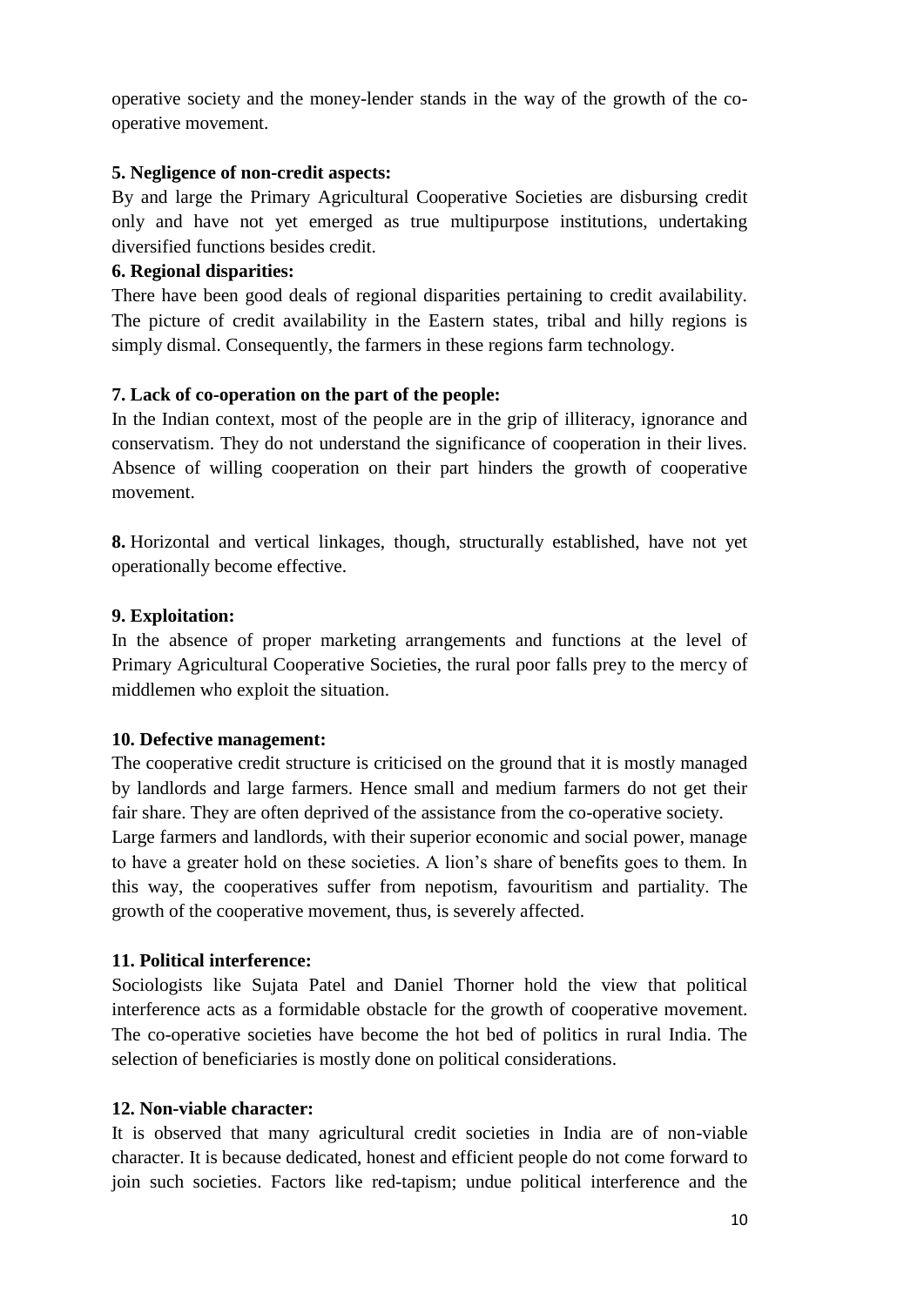operative society and the money-lender stands in the way of the growth of the co-operative movement.

**5. Negligence of non-credit aspects:**

By and large the Primary Agricultural Cooperative Societies are disbursing credit only and have not yet emerged as true multipurpose institutions, undertaking diversified functions besides credit.

**6. Regional disparities:**

There have been good deals of regional disparities pertaining to credit availability. The picture of credit availability in the Eastern states, tribal and hilly regions is simply dismal. Consequently, the farmers in these regions farm technology.

**7. Lack of co-operation on the part of the people:**

In the Indian context, most of the people are in the grip of illiteracy, ignorance and conservatism. They do not understand the significance of cooperation in their lives. Absence of willing cooperation on their part hinders the growth of cooperative movement.

**8.** Horizontal and vertical linkages, though, structurally established, have not yet operationally become effective.

**9. Exploitation:**

In the absence of proper marketing arrangements and functions at the level of Primary Agricultural Cooperative Societies, the rural poor falls prey to the mercy of middlemen who exploit the situation.

**10. Defective management:**

The cooperative credit structure is criticised on the ground that it is mostly managed by landlords and large farmers. Hence small and medium farmers do not get their fair share. They are often deprived of the assistance from the co-operative society. Large farmers and landlords, with their superior economic and social power, manage to have a greater hold on these societies. A lion's share of benefits goes to them. In this way, the cooperatives suffer from nepotism, favouritism and partiality. The growth of the cooperative movement, thus, is severely affected.

**11. Political interference:**

Sociologists like Sujata Patel and Daniel Thorner hold the view that political interference acts as a formidable obstacle for the growth of cooperative movement. The co-operative societies have become the hot bed of politics in rural India. The selection of beneficiaries is mostly done on political considerations.

**12. Non-viable character:**

It is observed that many agricultural credit societies in India are of non-viable character. It is because dedicated, honest and efficient people do not come forward to join such societies. Factors like red-tapism; undue political interference and the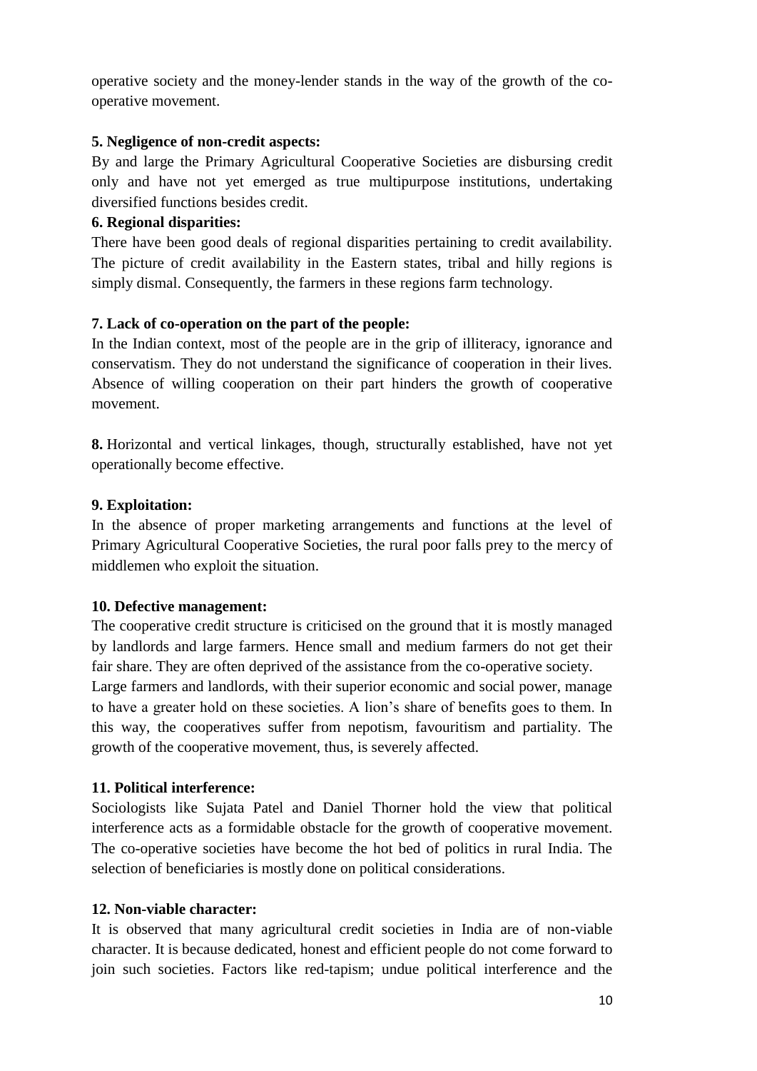operative society and the money-lender stands in the way of the growth of the co-operative movement.

**5. Negligence of non-credit aspects:**

By and large the Primary Agricultural Cooperative Societies are disbursing credit only and have not yet emerged as true multipurpose institutions, undertaking diversified functions besides credit.

**6. Regional disparities:**

There have been good deals of regional disparities pertaining to credit availability. The picture of credit availability in the Eastern states, tribal and hilly regions is simply dismal. Consequently, the farmers in these regions farm technology.

**7. Lack of co-operation on the part of the people:**

In the Indian context, most of the people are in the grip of illiteracy, ignorance and conservatism. They do not understand the significance of cooperation in their lives. Absence of willing cooperation on their part hinders the growth of cooperative movement.

**8.** Horizontal and vertical linkages, though, structurally established, have not yet operationally become effective.

**9. Exploitation:**

In the absence of proper marketing arrangements and functions at the level of Primary Agricultural Cooperative Societies, the rural poor falls prey to the mercy of middlemen who exploit the situation.

**10. Defective management:**

The cooperative credit structure is criticised on the ground that it is mostly managed by landlords and large farmers. Hence small and medium farmers do not get their fair share. They are often deprived of the assistance from the co-operative society. Large farmers and landlords, with their superior economic and social power, manage to have a greater hold on these societies. A lion's share of benefits goes to them. In this way, the cooperatives suffer from nepotism, favouritism and partiality. The growth of the cooperative movement, thus, is severely affected.

**11. Political interference:**

Sociologists like Sujata Patel and Daniel Thorner hold the view that political interference acts as a formidable obstacle for the growth of cooperative movement. The co-operative societies have become the hot bed of politics in rural India. The selection of beneficiaries is mostly done on political considerations.

**12. Non-viable character:**

It is observed that many agricultural credit societies in India are of non-viable character. It is because dedicated, honest and efficient people do not come forward to join such societies. Factors like red-tapism; undue political interference and the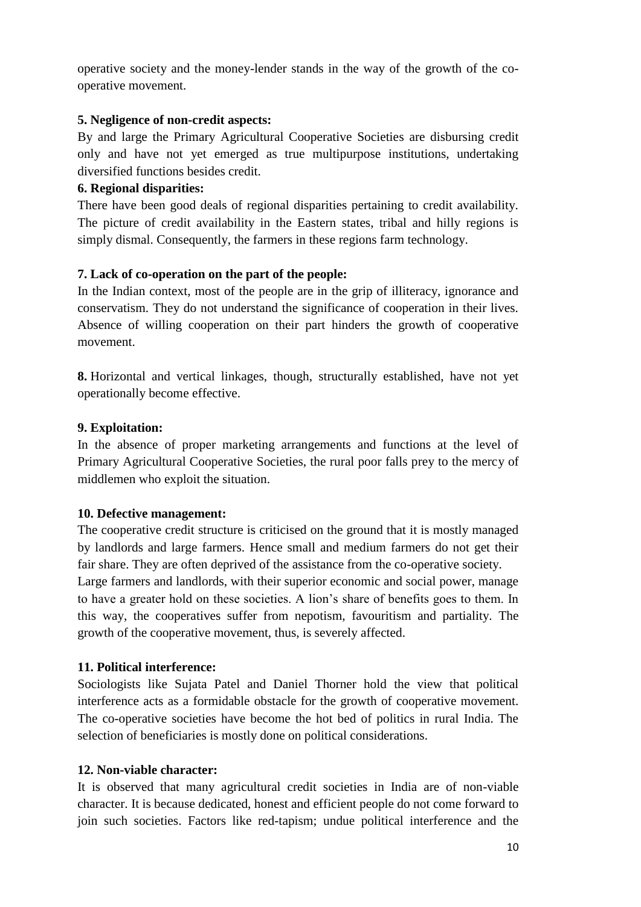operative society and the money-lender stands in the way of the growth of the co-operative movement.

**5. Negligence of non-credit aspects:**

By and large the Primary Agricultural Cooperative Societies are disbursing credit only and have not yet emerged as true multipurpose institutions, undertaking diversified functions besides credit.

**6. Regional disparities:**

There have been good deals of regional disparities pertaining to credit availability. The picture of credit availability in the Eastern states, tribal and hilly regions is simply dismal. Consequently, the farmers in these regions farm technology.

**7. Lack of co-operation on the part of the people:**

In the Indian context, most of the people are in the grip of illiteracy, ignorance and conservatism. They do not understand the significance of cooperation in their lives. Absence of willing cooperation on their part hinders the growth of cooperative movement.

**8.** Horizontal and vertical linkages, though, structurally established, have not yet operationally become effective.

**9. Exploitation:**

In the absence of proper marketing arrangements and functions at the level of Primary Agricultural Cooperative Societies, the rural poor falls prey to the mercy of middlemen who exploit the situation.

**10. Defective management:**

The cooperative credit structure is criticised on the ground that it is mostly managed by landlords and large farmers. Hence small and medium farmers do not get their fair share. They are often deprived of the assistance from the co-operative society.
Large farmers and landlords, with their superior economic and social power, manage to have a greater hold on these societies. A lion's share of benefits goes to them. In this way, the cooperatives suffer from nepotism, favouritism and partiality. The growth of the cooperative movement, thus, is severely affected.

**11. Political interference:**

Sociologists like Sujata Patel and Daniel Thorner hold the view that political interference acts as a formidable obstacle for the growth of cooperative movement. The co-operative societies have become the hot bed of politics in rural India. The selection of beneficiaries is mostly done on political considerations.

**12. Non-viable character:**

It is observed that many agricultural credit societies in India are of non-viable character. It is because dedicated, honest and efficient people do not come forward to join such societies. Factors like red-tapism; undue political interference and the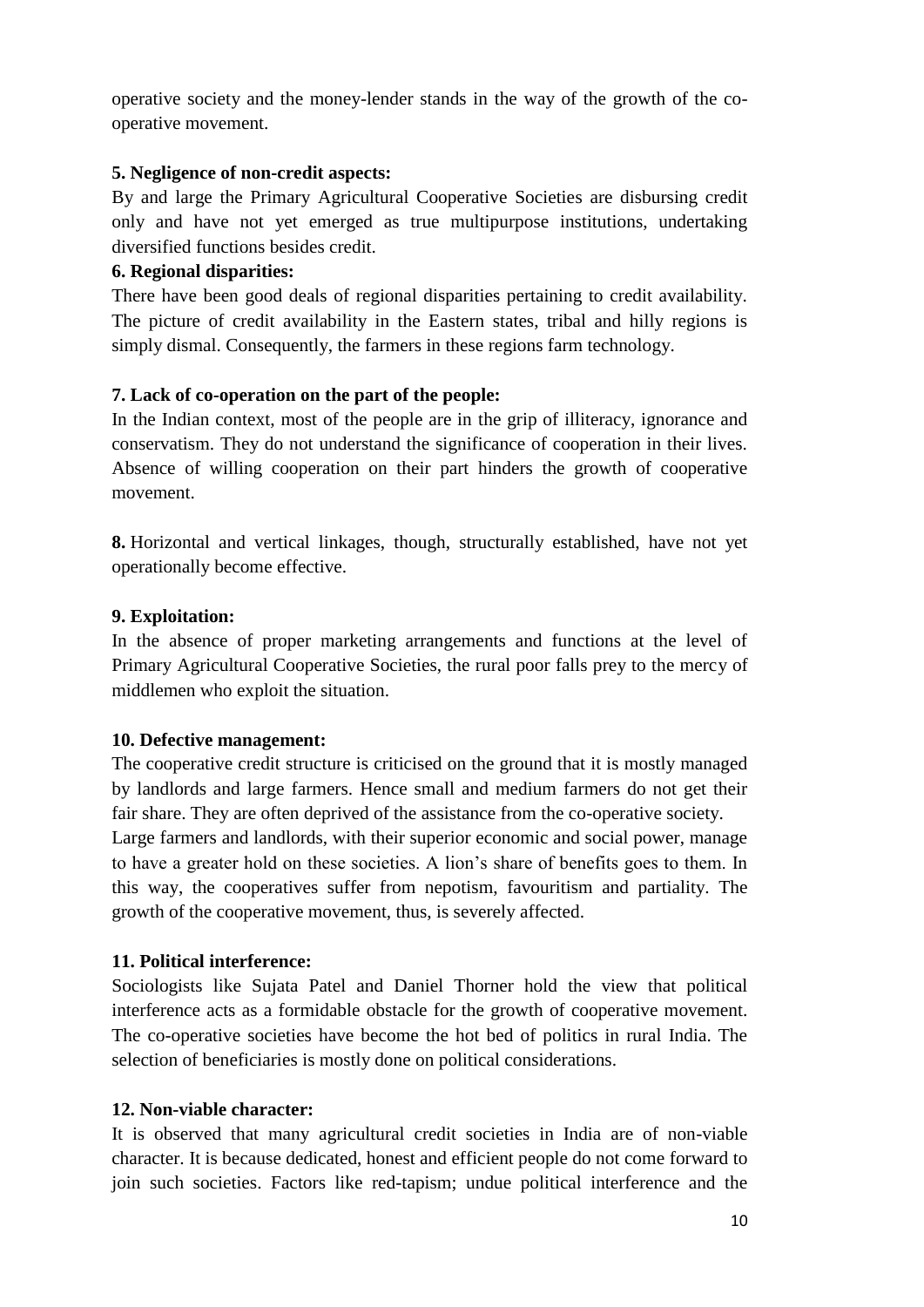operative society and the money-lender stands in the way of the growth of the co-operative movement.

**5. Negligence of non-credit aspects:**
By and large the Primary Agricultural Cooperative Societies are disbursing credit only and have not yet emerged as true multipurpose institutions, undertaking diversified functions besides credit.

**6. Regional disparities:**
There have been good deals of regional disparities pertaining to credit availability. The picture of credit availability in the Eastern states, tribal and hilly regions is simply dismal. Consequently, the farmers in these regions farm technology.

**7. Lack of co-operation on the part of the people:**
In the Indian context, most of the people are in the grip of illiteracy, ignorance and conservatism. They do not understand the significance of cooperation in their lives. Absence of willing cooperation on their part hinders the growth of cooperative movement.

**8.** Horizontal and vertical linkages, though, structurally established, have not yet operationally become effective.

**9. Exploitation:**
In the absence of proper marketing arrangements and functions at the level of Primary Agricultural Cooperative Societies, the rural poor falls prey to the mercy of middlemen who exploit the situation.

**10. Defective management:**
The cooperative credit structure is criticised on the ground that it is mostly managed by landlords and large farmers. Hence small and medium farmers do not get their fair share. They are often deprived of the assistance from the co-operative society.
Large farmers and landlords, with their superior economic and social power, manage to have a greater hold on these societies. A lion's share of benefits goes to them. In this way, the cooperatives suffer from nepotism, favouritism and partiality. The growth of the cooperative movement, thus, is severely affected.

**11. Political interference:**
Sociologists like Sujata Patel and Daniel Thorner hold the view that political interference acts as a formidable obstacle for the growth of cooperative movement. The co-operative societies have become the hot bed of politics in rural India. The selection of beneficiaries is mostly done on political considerations.

**12. Non-viable character:**
It is observed that many agricultural credit societies in India are of non-viable character. It is because dedicated, honest and efficient people do not come forward to join such societies. Factors like red-tapism; undue political interference and the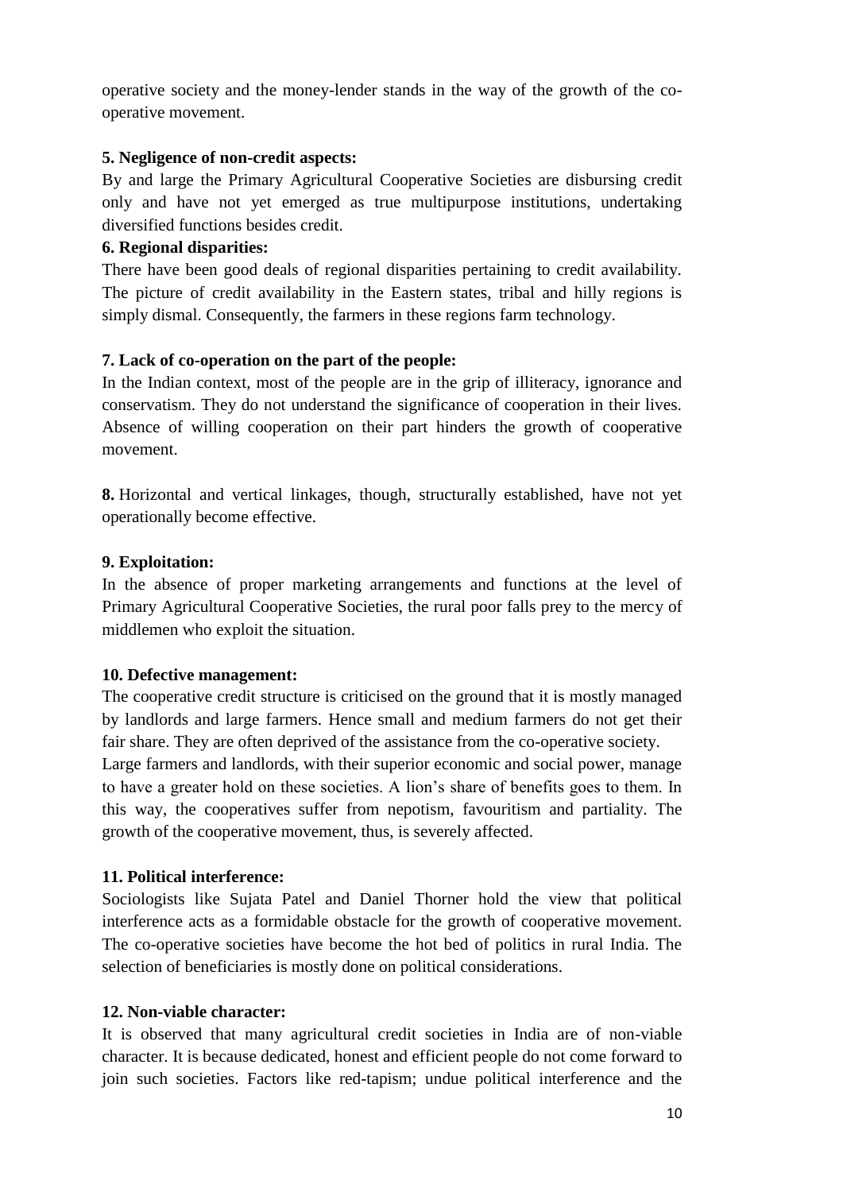operative society and the money-lender stands in the way of the growth of the co-operative movement.

**5. Negligence of non-credit aspects:**

By and large the Primary Agricultural Cooperative Societies are disbursing credit only and have not yet emerged as true multipurpose institutions, undertaking diversified functions besides credit.

**6. Regional disparities:**

There have been good deals of regional disparities pertaining to credit availability. The picture of credit availability in the Eastern states, tribal and hilly regions is simply dismal. Consequently, the farmers in these regions farm technology.

**7. Lack of co-operation on the part of the people:**

In the Indian context, most of the people are in the grip of illiteracy, ignorance and conservatism. They do not understand the significance of cooperation in their lives. Absence of willing cooperation on their part hinders the growth of cooperative movement.

**8.** Horizontal and vertical linkages, though, structurally established, have not yet operationally become effective.

**9. Exploitation:**

In the absence of proper marketing arrangements and functions at the level of Primary Agricultural Cooperative Societies, the rural poor falls prey to the mercy of middlemen who exploit the situation.

**10. Defective management:**

The cooperative credit structure is criticised on the ground that it is mostly managed by landlords and large farmers. Hence small and medium farmers do not get their fair share. They are often deprived of the assistance from the co-operative society.
Large farmers and landlords, with their superior economic and social power, manage to have a greater hold on these societies. A lion's share of benefits goes to them. In this way, the cooperatives suffer from nepotism, favouritism and partiality. The growth of the cooperative movement, thus, is severely affected.

**11. Political interference:**

Sociologists like Sujata Patel and Daniel Thorner hold the view that political interference acts as a formidable obstacle for the growth of cooperative movement. The co-operative societies have become the hot bed of politics in rural India. The selection of beneficiaries is mostly done on political considerations.

**12. Non-viable character:**

It is observed that many agricultural credit societies in India are of non-viable character. It is because dedicated, honest and efficient people do not come forward to join such societies. Factors like red-tapism; undue political interference and the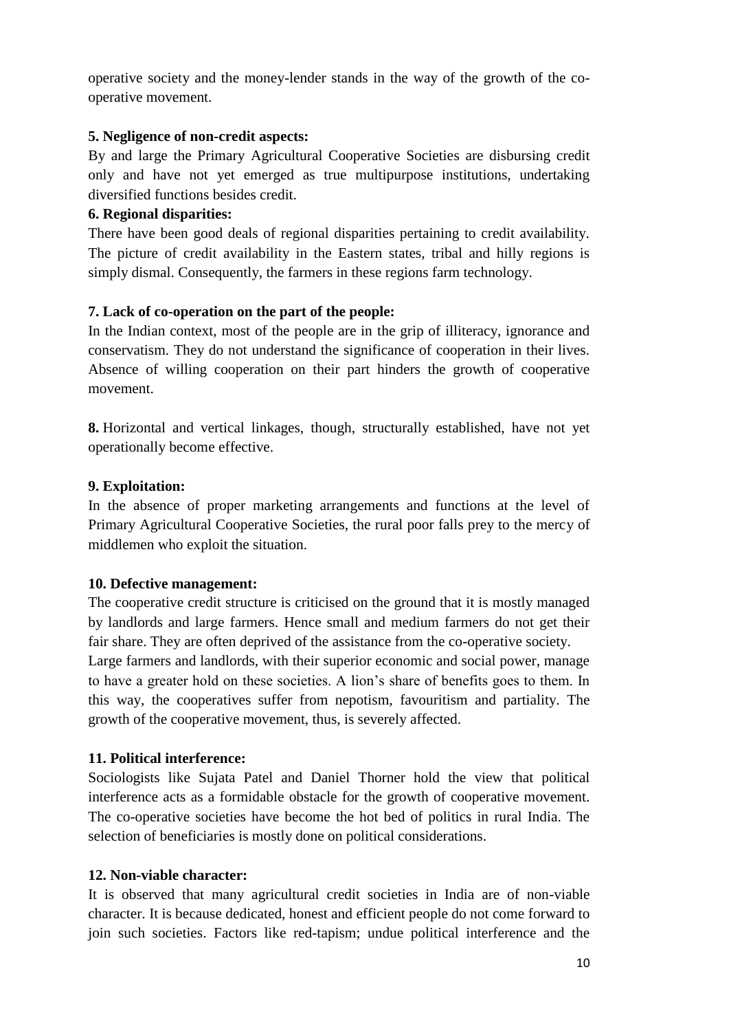operative society and the money-lender stands in the way of the growth of the co-operative movement.

**5. Negligence of non-credit aspects:**

By and large the Primary Agricultural Cooperative Societies are disbursing credit only and have not yet emerged as true multipurpose institutions, undertaking diversified functions besides credit.

**6. Regional disparities:**

There have been good deals of regional disparities pertaining to credit availability. The picture of credit availability in the Eastern states, tribal and hilly regions is simply dismal. Consequently, the farmers in these regions farm technology.

**7. Lack of co-operation on the part of the people:**

In the Indian context, most of the people are in the grip of illiteracy, ignorance and conservatism. They do not understand the significance of cooperation in their lives. Absence of willing cooperation on their part hinders the growth of cooperative movement.

**8.** Horizontal and vertical linkages, though, structurally established, have not yet operationally become effective.

**9. Exploitation:**

In the absence of proper marketing arrangements and functions at the level of Primary Agricultural Cooperative Societies, the rural poor falls prey to the mercy of middlemen who exploit the situation.

**10. Defective management:**

The cooperative credit structure is criticised on the ground that it is mostly managed by landlords and large farmers. Hence small and medium farmers do not get their fair share. They are often deprived of the assistance from the co-operative society.
Large farmers and landlords, with their superior economic and social power, manage to have a greater hold on these societies. A lion's share of benefits goes to them. In this way, the cooperatives suffer from nepotism, favouritism and partiality. The growth of the cooperative movement, thus, is severely affected.

**11. Political interference:**

Sociologists like Sujata Patel and Daniel Thorner hold the view that political interference acts as a formidable obstacle for the growth of cooperative movement. The co-operative societies have become the hot bed of politics in rural India. The selection of beneficiaries is mostly done on political considerations.

**12. Non-viable character:**

It is observed that many agricultural credit societies in India are of non-viable character. It is because dedicated, honest and efficient people do not come forward to join such societies. Factors like red-tapism; undue political interference and the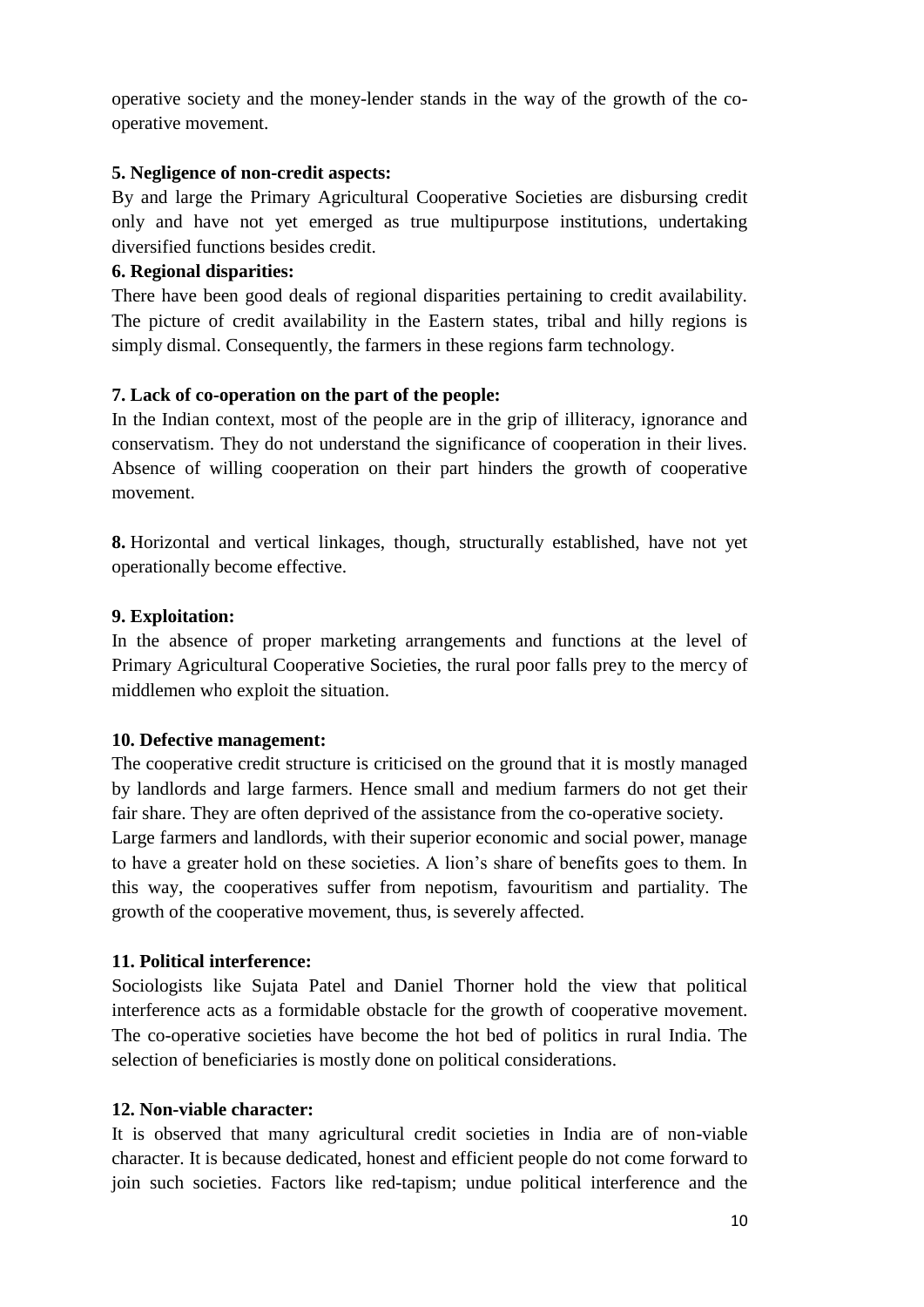operative society and the money-lender stands in the way of the growth of the co-operative movement.

**5. Negligence of non-credit aspects:**

By and large the Primary Agricultural Cooperative Societies are disbursing credit only and have not yet emerged as true multipurpose institutions, undertaking diversified functions besides credit.

**6. Regional disparities:**

There have been good deals of regional disparities pertaining to credit availability. The picture of credit availability in the Eastern states, tribal and hilly regions is simply dismal. Consequently, the farmers in these regions farm technology.

**7. Lack of co-operation on the part of the people:**

In the Indian context, most of the people are in the grip of illiteracy, ignorance and conservatism. They do not understand the significance of cooperation in their lives. Absence of willing cooperation on their part hinders the growth of cooperative movement.

**8.** Horizontal and vertical linkages, though, structurally established, have not yet operationally become effective.

**9. Exploitation:**

In the absence of proper marketing arrangements and functions at the level of Primary Agricultural Cooperative Societies, the rural poor falls prey to the mercy of middlemen who exploit the situation.

**10. Defective management:**

The cooperative credit structure is criticised on the ground that it is mostly managed by landlords and large farmers. Hence small and medium farmers do not get their fair share. They are often deprived of the assistance from the co-operative society.

Large farmers and landlords, with their superior economic and social power, manage to have a greater hold on these societies. A lion's share of benefits goes to them. In this way, the cooperatives suffer from nepotism, favouritism and partiality. The growth of the cooperative movement, thus, is severely affected.

**11. Political interference:**

Sociologists like Sujata Patel and Daniel Thorner hold the view that political interference acts as a formidable obstacle for the growth of cooperative movement. The co-operative societies have become the hot bed of politics in rural India. The selection of beneficiaries is mostly done on political considerations.

**12. Non-viable character:**

It is observed that many agricultural credit societies in India are of non-viable character. It is because dedicated, honest and efficient people do not come forward to join such societies. Factors like red-tapism; undue political interference and the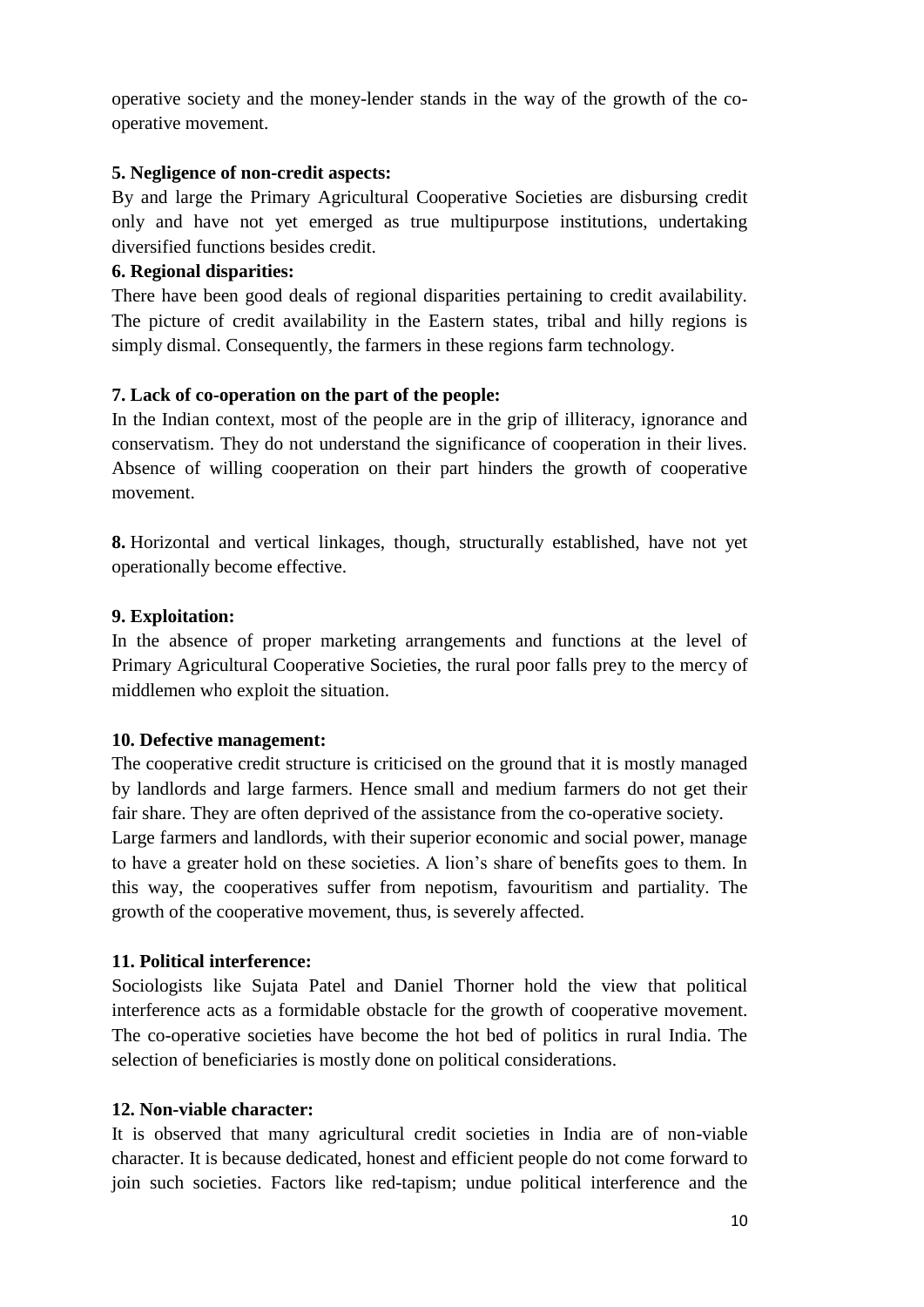operative society and the money-lender stands in the way of the growth of the co-operative movement.

**5. Negligence of non-credit aspects:**

By and large the Primary Agricultural Cooperative Societies are disbursing credit only and have not yet emerged as true multipurpose institutions, undertaking diversified functions besides credit.

**6. Regional disparities:**

There have been good deals of regional disparities pertaining to credit availability. The picture of credit availability in the Eastern states, tribal and hilly regions is simply dismal. Consequently, the farmers in these regions farm technology.

**7. Lack of co-operation on the part of the people:**

In the Indian context, most of the people are in the grip of illiteracy, ignorance and conservatism. They do not understand the significance of cooperation in their lives. Absence of willing cooperation on their part hinders the growth of cooperative movement.

**8.** Horizontal and vertical linkages, though, structurally established, have not yet operationally become effective.

**9. Exploitation:**

In the absence of proper marketing arrangements and functions at the level of Primary Agricultural Cooperative Societies, the rural poor falls prey to the mercy of middlemen who exploit the situation.

**10. Defective management:**

The cooperative credit structure is criticised on the ground that it is mostly managed by landlords and large farmers. Hence small and medium farmers do not get their fair share. They are often deprived of the assistance from the co-operative society. Large farmers and landlords, with their superior economic and social power, manage to have a greater hold on these societies. A lion's share of benefits goes to them. In this way, the cooperatives suffer from nepotism, favouritism and partiality. The growth of the cooperative movement, thus, is severely affected.

**11. Political interference:**

Sociologists like Sujata Patel and Daniel Thorner hold the view that political interference acts as a formidable obstacle for the growth of cooperative movement. The co-operative societies have become the hot bed of politics in rural India. The selection of beneficiaries is mostly done on political considerations.

**12. Non-viable character:**

It is observed that many agricultural credit societies in India are of non-viable character. It is because dedicated, honest and efficient people do not come forward to join such societies. Factors like red-tapism; undue political interference and the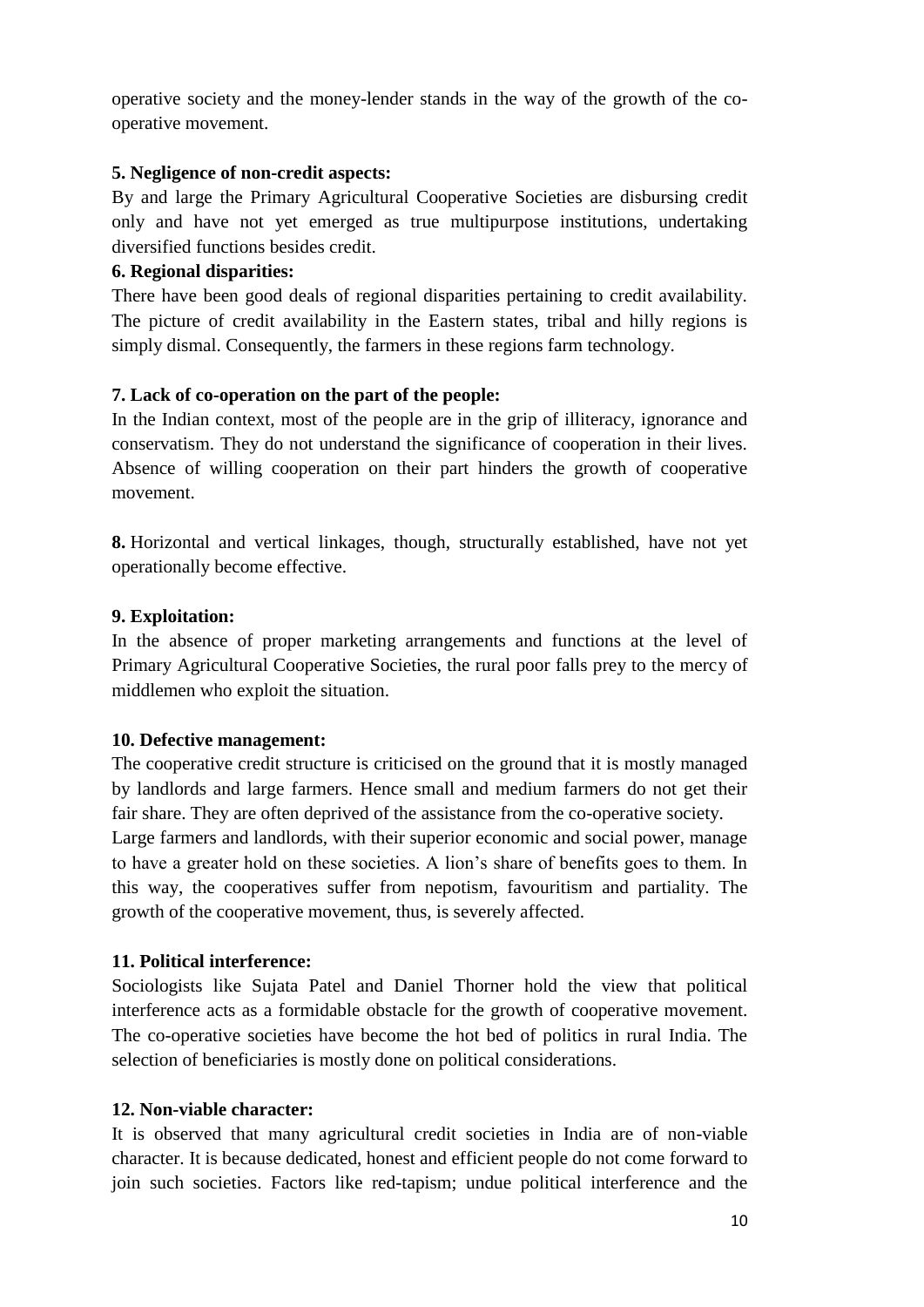operative society and the money-lender stands in the way of the growth of the co-operative movement.

**5. Negligence of non-credit aspects:**

By and large the Primary Agricultural Cooperative Societies are disbursing credit only and have not yet emerged as true multipurpose institutions, undertaking diversified functions besides credit.

**6. Regional disparities:**

There have been good deals of regional disparities pertaining to credit availability. The picture of credit availability in the Eastern states, tribal and hilly regions is simply dismal. Consequently, the farmers in these regions farm technology.

**7. Lack of co-operation on the part of the people:**

In the Indian context, most of the people are in the grip of illiteracy, ignorance and conservatism. They do not understand the significance of cooperation in their lives. Absence of willing cooperation on their part hinders the growth of cooperative movement.

**8.** Horizontal and vertical linkages, though, structurally established, have not yet operationally become effective.

**9. Exploitation:**

In the absence of proper marketing arrangements and functions at the level of Primary Agricultural Cooperative Societies, the rural poor falls prey to the mercy of middlemen who exploit the situation.

**10. Defective management:**

The cooperative credit structure is criticised on the ground that it is mostly managed by landlords and large farmers. Hence small and medium farmers do not get their fair share. They are often deprived of the assistance from the co-operative society.
Large farmers and landlords, with their superior economic and social power, manage to have a greater hold on these societies. A lion's share of benefits goes to them. In this way, the cooperatives suffer from nepotism, favouritism and partiality. The growth of the cooperative movement, thus, is severely affected.

**11. Political interference:**

Sociologists like Sujata Patel and Daniel Thorner hold the view that political interference acts as a formidable obstacle for the growth of cooperative movement. The co-operative societies have become the hot bed of politics in rural India. The selection of beneficiaries is mostly done on political considerations.

**12. Non-viable character:**

It is observed that many agricultural credit societies in India are of non-viable character. It is because dedicated, honest and efficient people do not come forward to join such societies. Factors like red-tapism; undue political interference and the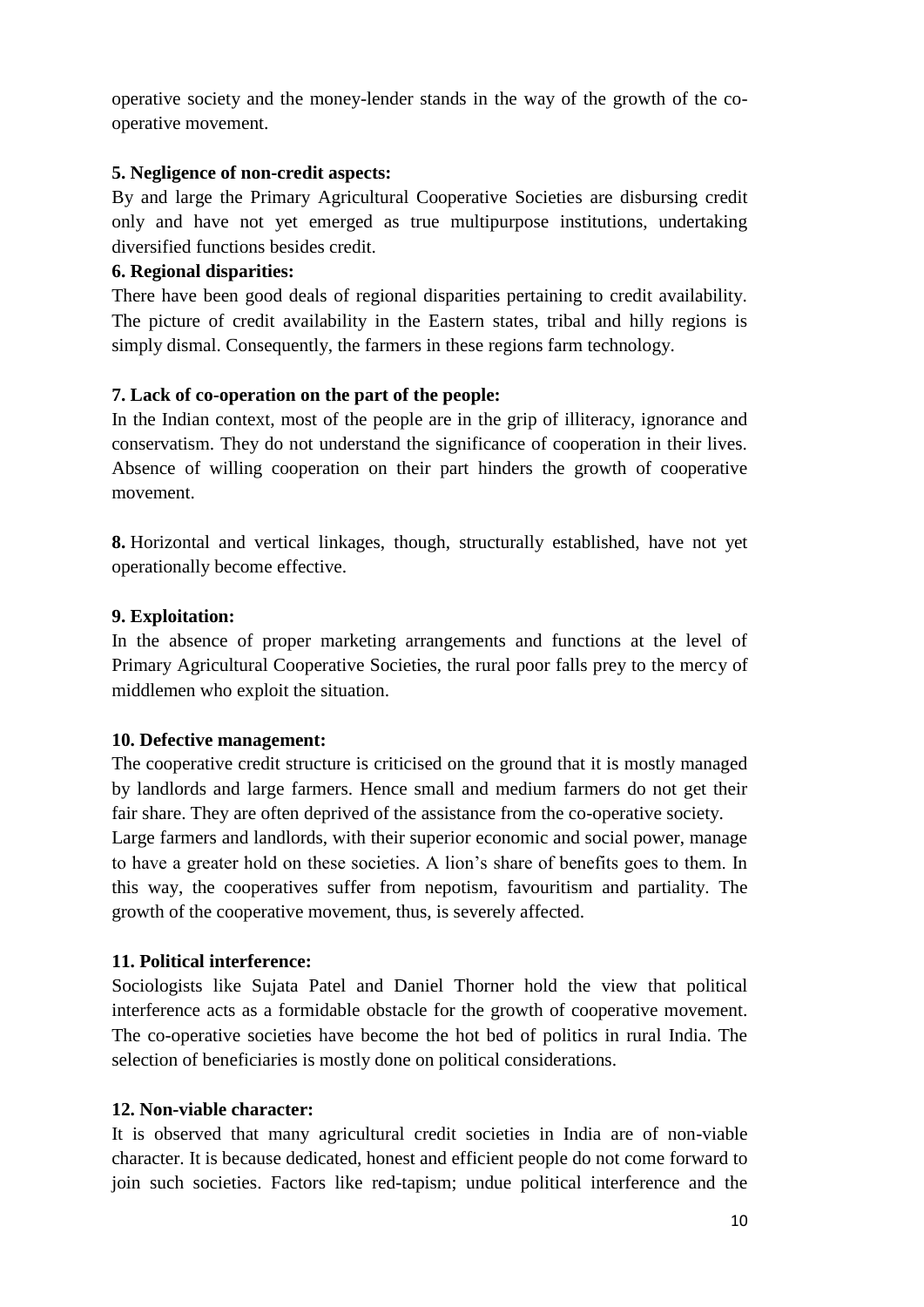operative society and the money-lender stands in the way of the growth of the co-operative movement.

**5. Negligence of non-credit aspects:**

By and large the Primary Agricultural Cooperative Societies are disbursing credit only and have not yet emerged as true multipurpose institutions, undertaking diversified functions besides credit.

**6. Regional disparities:**

There have been good deals of regional disparities pertaining to credit availability. The picture of credit availability in the Eastern states, tribal and hilly regions is simply dismal. Consequently, the farmers in these regions farm technology.

**7. Lack of co-operation on the part of the people:**

In the Indian context, most of the people are in the grip of illiteracy, ignorance and conservatism. They do not understand the significance of cooperation in their lives. Absence of willing cooperation on their part hinders the growth of cooperative movement.

**8.** Horizontal and vertical linkages, though, structurally established, have not yet operationally become effective.

**9. Exploitation:**

In the absence of proper marketing arrangements and functions at the level of Primary Agricultural Cooperative Societies, the rural poor falls prey to the mercy of middlemen who exploit the situation.

**10. Defective management:**

The cooperative credit structure is criticised on the ground that it is mostly managed by landlords and large farmers. Hence small and medium farmers do not get their fair share. They are often deprived of the assistance from the co-operative society.
Large farmers and landlords, with their superior economic and social power, manage to have a greater hold on these societies. A lion's share of benefits goes to them. In this way, the cooperatives suffer from nepotism, favouritism and partiality. The growth of the cooperative movement, thus, is severely affected.

**11. Political interference:**

Sociologists like Sujata Patel and Daniel Thorner hold the view that political interference acts as a formidable obstacle for the growth of cooperative movement. The co-operative societies have become the hot bed of politics in rural India. The selection of beneficiaries is mostly done on political considerations.

**12. Non-viable character:**

It is observed that many agricultural credit societies in India are of non-viable character. It is because dedicated, honest and efficient people do not come forward to join such societies. Factors like red-tapism; undue political interference and the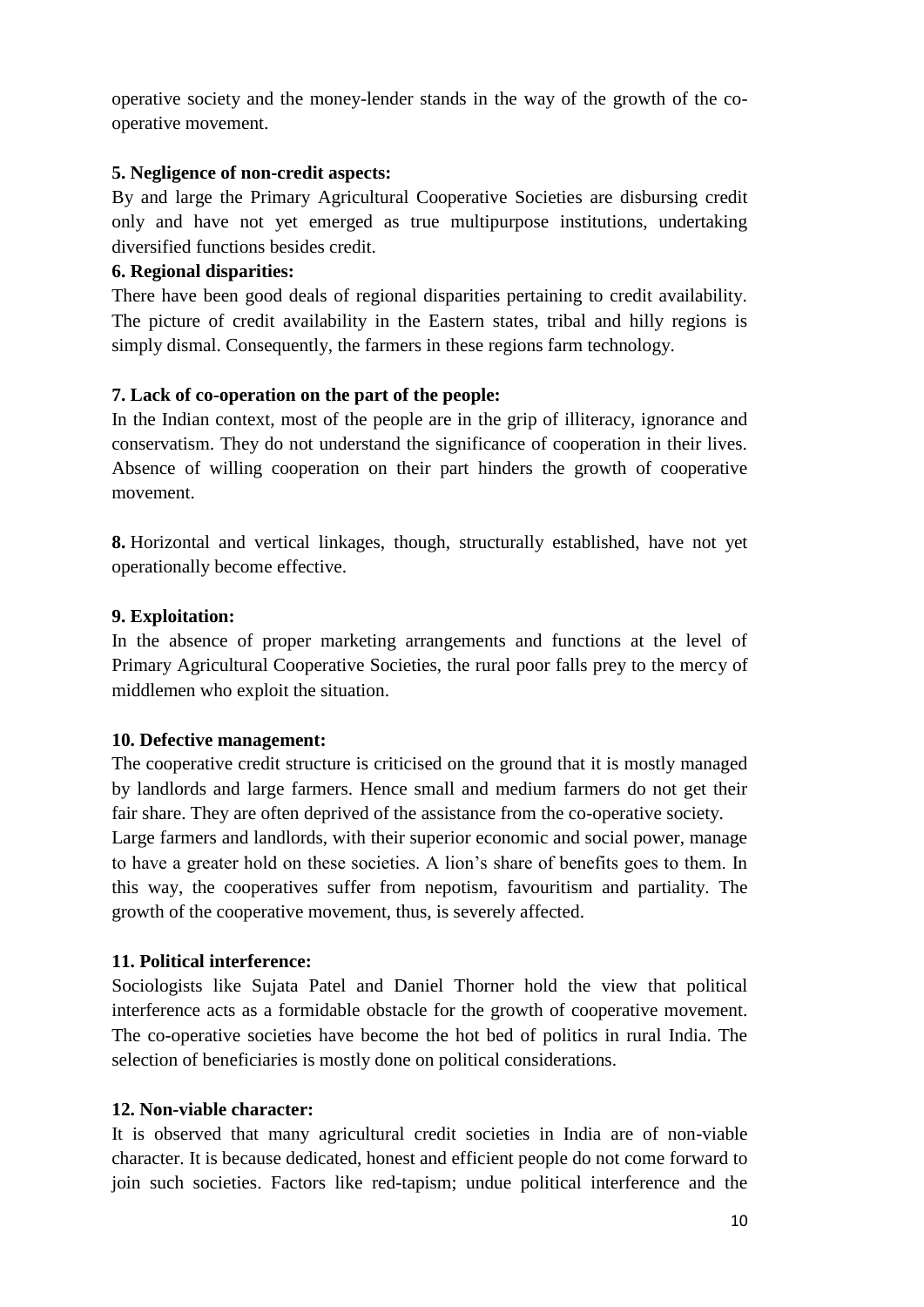operative society and the money-lender stands in the way of the growth of the co-operative movement.

**5. Negligence of non-credit aspects:**

By and large the Primary Agricultural Cooperative Societies are disbursing credit only and have not yet emerged as true multipurpose institutions, undertaking diversified functions besides credit.

**6. Regional disparities:**

There have been good deals of regional disparities pertaining to credit availability. The picture of credit availability in the Eastern states, tribal and hilly regions is simply dismal. Consequently, the farmers in these regions farm technology.

**7. Lack of co-operation on the part of the people:**

In the Indian context, most of the people are in the grip of illiteracy, ignorance and conservatism. They do not understand the significance of cooperation in their lives. Absence of willing cooperation on their part hinders the growth of cooperative movement.

**8.** Horizontal and vertical linkages, though, structurally established, have not yet operationally become effective.

**9. Exploitation:**

In the absence of proper marketing arrangements and functions at the level of Primary Agricultural Cooperative Societies, the rural poor falls prey to the mercy of middlemen who exploit the situation.

**10. Defective management:**

The cooperative credit structure is criticised on the ground that it is mostly managed by landlords and large farmers. Hence small and medium farmers do not get their fair share. They are often deprived of the assistance from the co-operative society. Large farmers and landlords, with their superior economic and social power, manage to have a greater hold on these societies. A lion's share of benefits goes to them. In this way, the cooperatives suffer from nepotism, favouritism and partiality. The growth of the cooperative movement, thus, is severely affected.

**11. Political interference:**

Sociologists like Sujata Patel and Daniel Thorner hold the view that political interference acts as a formidable obstacle for the growth of cooperative movement. The co-operative societies have become the hot bed of politics in rural India. The selection of beneficiaries is mostly done on political considerations.

**12. Non-viable character:**

It is observed that many agricultural credit societies in India are of non-viable character. It is because dedicated, honest and efficient people do not come forward to join such societies. Factors like red-tapism; undue political interference and the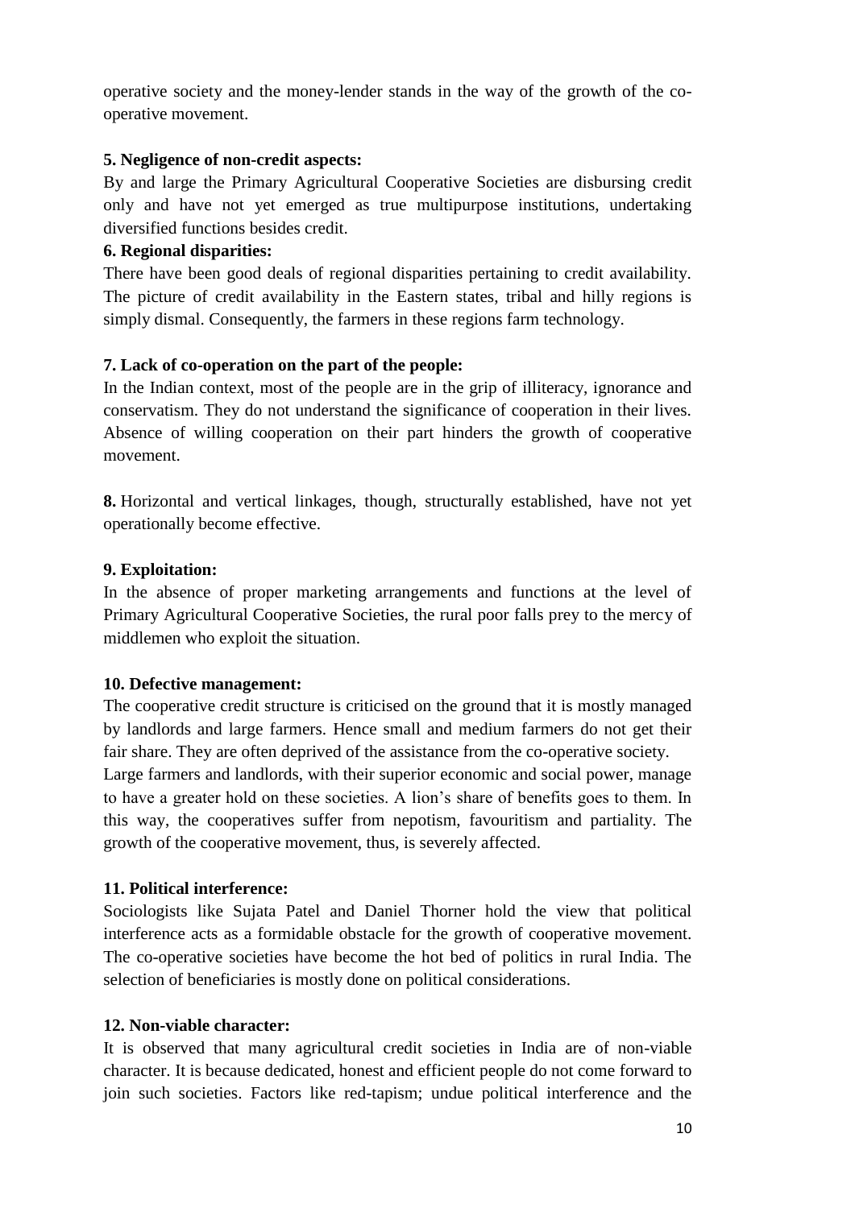operative society and the money-lender stands in the way of the growth of the co-operative movement.

**5. Negligence of non-credit aspects:**

By and large the Primary Agricultural Cooperative Societies are disbursing credit only and have not yet emerged as true multipurpose institutions, undertaking diversified functions besides credit.

**6. Regional disparities:**

There have been good deals of regional disparities pertaining to credit availability. The picture of credit availability in the Eastern states, tribal and hilly regions is simply dismal. Consequently, the farmers in these regions farm technology.

**7. Lack of co-operation on the part of the people:**

In the Indian context, most of the people are in the grip of illiteracy, ignorance and conservatism. They do not understand the significance of cooperation in their lives. Absence of willing cooperation on their part hinders the growth of cooperative movement.

**8.** Horizontal and vertical linkages, though, structurally established, have not yet operationally become effective.

**9. Exploitation:**

In the absence of proper marketing arrangements and functions at the level of Primary Agricultural Cooperative Societies, the rural poor falls prey to the mercy of middlemen who exploit the situation.

**10. Defective management:**

The cooperative credit structure is criticised on the ground that it is mostly managed by landlords and large farmers. Hence small and medium farmers do not get their fair share. They are often deprived of the assistance from the co-operative society.
Large farmers and landlords, with their superior economic and social power, manage to have a greater hold on these societies. A lion's share of benefits goes to them. In this way, the cooperatives suffer from nepotism, favouritism and partiality. The growth of the cooperative movement, thus, is severely affected.

**11. Political interference:**

Sociologists like Sujata Patel and Daniel Thorner hold the view that political interference acts as a formidable obstacle for the growth of cooperative movement. The co-operative societies have become the hot bed of politics in rural India. The selection of beneficiaries is mostly done on political considerations.

**12. Non-viable character:**

It is observed that many agricultural credit societies in India are of non-viable character. It is because dedicated, honest and efficient people do not come forward to join such societies. Factors like red-tapism; undue political interference and the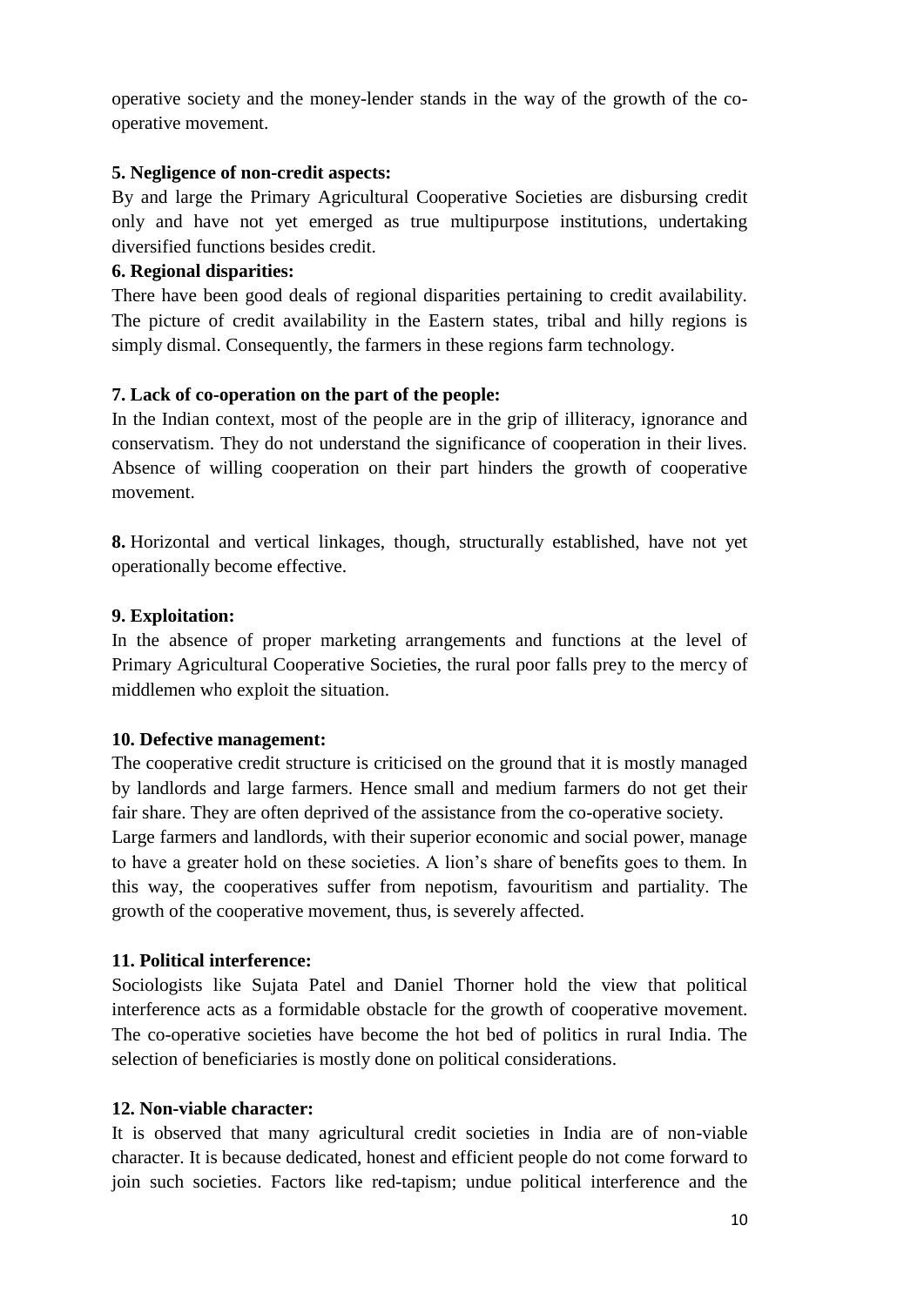operative society and the money-lender stands in the way of the growth of the co-operative movement.

**5. Negligence of non-credit aspects:**

By and large the Primary Agricultural Cooperative Societies are disbursing credit only and have not yet emerged as true multipurpose institutions, undertaking diversified functions besides credit.

**6. Regional disparities:**

There have been good deals of regional disparities pertaining to credit availability. The picture of credit availability in the Eastern states, tribal and hilly regions is simply dismal. Consequently, the farmers in these regions farm technology.

**7. Lack of co-operation on the part of the people:**

In the Indian context, most of the people are in the grip of illiteracy, ignorance and conservatism. They do not understand the significance of cooperation in their lives. Absence of willing cooperation on their part hinders the growth of cooperative movement.

**8.** Horizontal and vertical linkages, though, structurally established, have not yet operationally become effective.

**9. Exploitation:**

In the absence of proper marketing arrangements and functions at the level of Primary Agricultural Cooperative Societies, the rural poor falls prey to the mercy of middlemen who exploit the situation.

**10. Defective management:**

The cooperative credit structure is criticised on the ground that it is mostly managed by landlords and large farmers. Hence small and medium farmers do not get their fair share. They are often deprived of the assistance from the co-operative society.
Large farmers and landlords, with their superior economic and social power, manage to have a greater hold on these societies. A lion's share of benefits goes to them. In this way, the cooperatives suffer from nepotism, favouritism and partiality. The growth of the cooperative movement, thus, is severely affected.

**11. Political interference:**

Sociologists like Sujata Patel and Daniel Thorner hold the view that political interference acts as a formidable obstacle for the growth of cooperative movement. The co-operative societies have become the hot bed of politics in rural India. The selection of beneficiaries is mostly done on political considerations.

**12. Non-viable character:**

It is observed that many agricultural credit societies in India are of non-viable character. It is because dedicated, honest and efficient people do not come forward to join such societies. Factors like red-tapism; undue political interference and the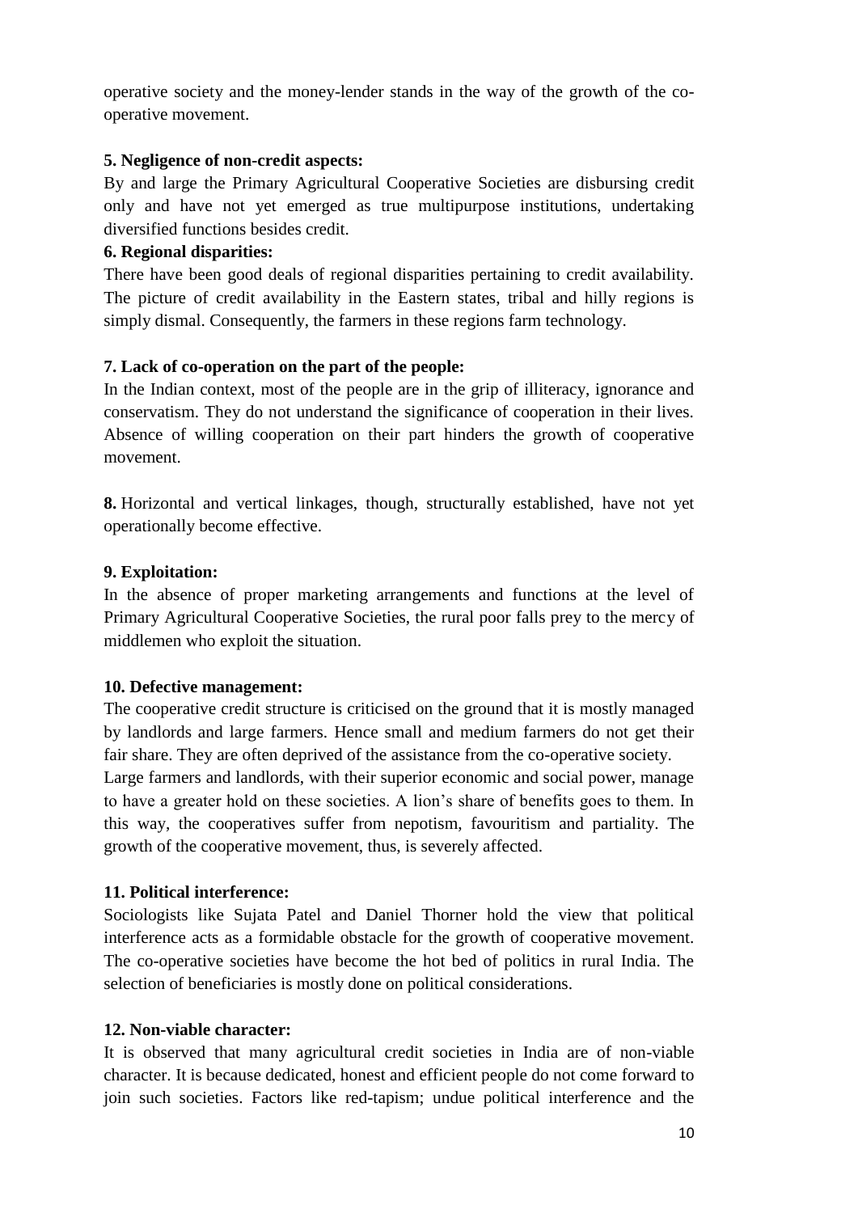operative society and the money-lender stands in the way of the growth of the co-operative movement.

**5. Negligence of non-credit aspects:**

By and large the Primary Agricultural Cooperative Societies are disbursing credit only and have not yet emerged as true multipurpose institutions, undertaking diversified functions besides credit.

**6. Regional disparities:**

There have been good deals of regional disparities pertaining to credit availability. The picture of credit availability in the Eastern states, tribal and hilly regions is simply dismal. Consequently, the farmers in these regions farm technology.

**7. Lack of co-operation on the part of the people:**

In the Indian context, most of the people are in the grip of illiteracy, ignorance and conservatism. They do not understand the significance of cooperation in their lives. Absence of willing cooperation on their part hinders the growth of cooperative movement.

**8.** Horizontal and vertical linkages, though, structurally established, have not yet operationally become effective.

**9. Exploitation:**

In the absence of proper marketing arrangements and functions at the level of Primary Agricultural Cooperative Societies, the rural poor falls prey to the mercy of middlemen who exploit the situation.

**10. Defective management:**

The cooperative credit structure is criticised on the ground that it is mostly managed by landlords and large farmers. Hence small and medium farmers do not get their fair share. They are often deprived of the assistance from the co-operative society.
Large farmers and landlords, with their superior economic and social power, manage to have a greater hold on these societies. A lion's share of benefits goes to them. In this way, the cooperatives suffer from nepotism, favouritism and partiality. The growth of the cooperative movement, thus, is severely affected.

**11. Political interference:**

Sociologists like Sujata Patel and Daniel Thorner hold the view that political interference acts as a formidable obstacle for the growth of cooperative movement. The co-operative societies have become the hot bed of politics in rural India. The selection of beneficiaries is mostly done on political considerations.

**12. Non-viable character:**

It is observed that many agricultural credit societies in India are of non-viable character. It is because dedicated, honest and efficient people do not come forward to join such societies. Factors like red-tapism; undue political interference and the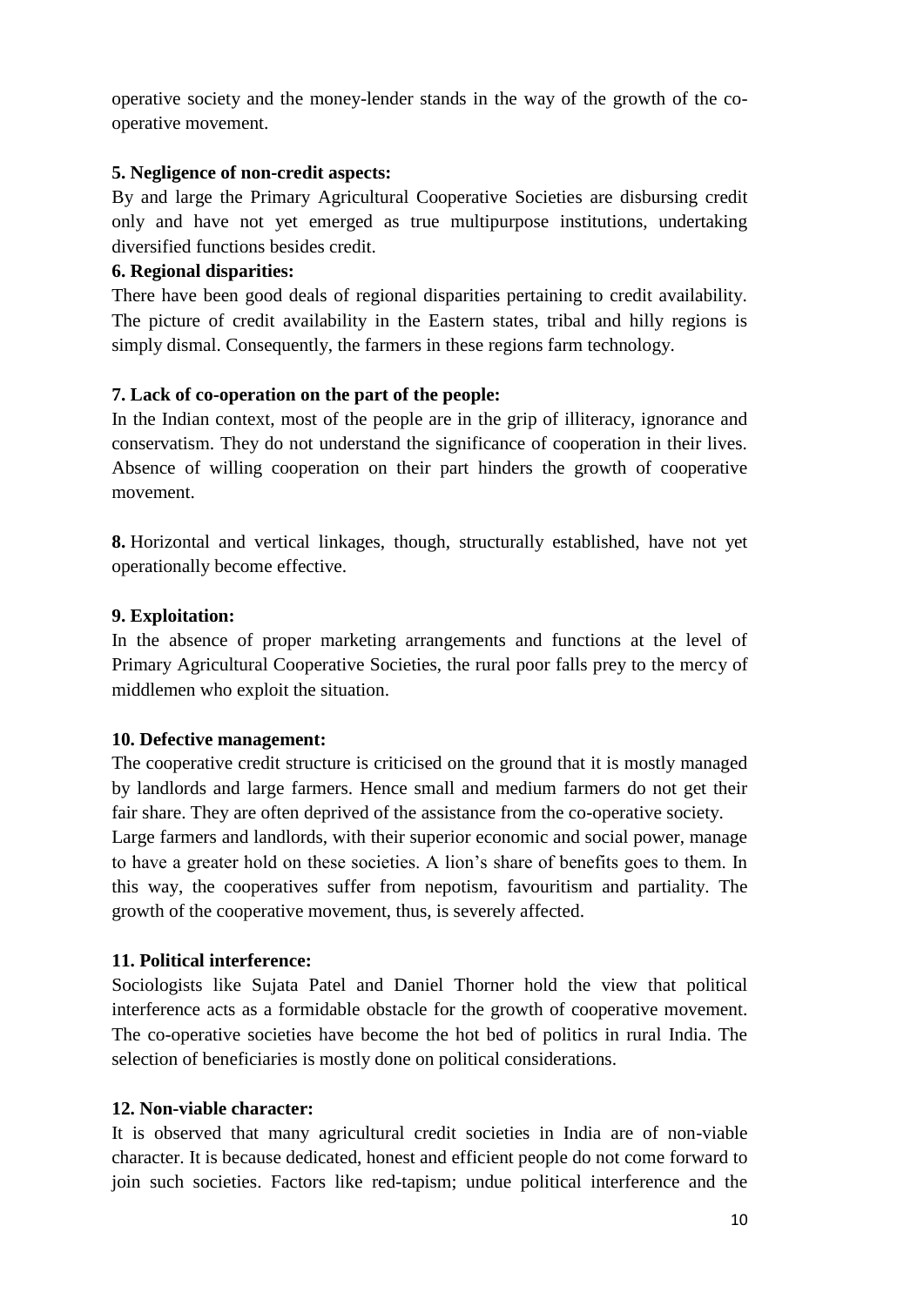operative society and the money-lender stands in the way of the growth of the co-operative movement.

**5. Negligence of non-credit aspects:**

By and large the Primary Agricultural Cooperative Societies are disbursing credit only and have not yet emerged as true multipurpose institutions, undertaking diversified functions besides credit.

**6. Regional disparities:**

There have been good deals of regional disparities pertaining to credit availability. The picture of credit availability in the Eastern states, tribal and hilly regions is simply dismal. Consequently, the farmers in these regions farm technology.

**7. Lack of co-operation on the part of the people:**

In the Indian context, most of the people are in the grip of illiteracy, ignorance and conservatism. They do not understand the significance of cooperation in their lives. Absence of willing cooperation on their part hinders the growth of cooperative movement.

**8.** Horizontal and vertical linkages, though, structurally established, have not yet operationally become effective.

**9. Exploitation:**

In the absence of proper marketing arrangements and functions at the level of Primary Agricultural Cooperative Societies, the rural poor falls prey to the mercy of middlemen who exploit the situation.

**10. Defective management:**

The cooperative credit structure is criticised on the ground that it is mostly managed by landlords and large farmers. Hence small and medium farmers do not get their fair share. They are often deprived of the assistance from the co-operative society.
Large farmers and landlords, with their superior economic and social power, manage to have a greater hold on these societies. A lion's share of benefits goes to them. In this way, the cooperatives suffer from nepotism, favouritism and partiality. The growth of the cooperative movement, thus, is severely affected.

**11. Political interference:**

Sociologists like Sujata Patel and Daniel Thorner hold the view that political interference acts as a formidable obstacle for the growth of cooperative movement. The co-operative societies have become the hot bed of politics in rural India. The selection of beneficiaries is mostly done on political considerations.

**12. Non-viable character:**

It is observed that many agricultural credit societies in India are of non-viable character. It is because dedicated, honest and efficient people do not come forward to join such societies. Factors like red-tapism; undue political interference and the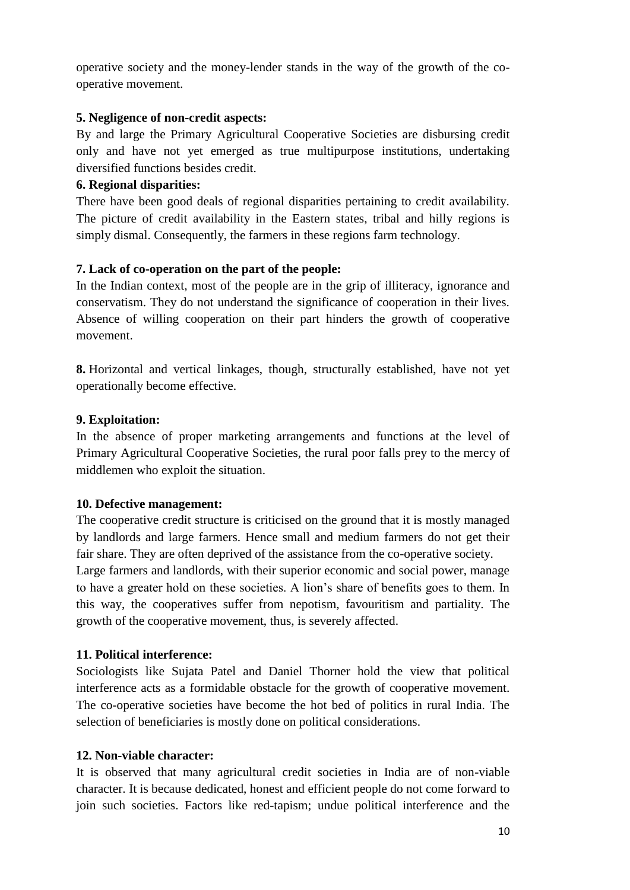operative society and the money-lender stands in the way of the growth of the co-operative movement.

**5. Negligence of non-credit aspects:**

By and large the Primary Agricultural Cooperative Societies are disbursing credit only and have not yet emerged as true multipurpose institutions, undertaking diversified functions besides credit.

**6. Regional disparities:**

There have been good deals of regional disparities pertaining to credit availability. The picture of credit availability in the Eastern states, tribal and hilly regions is simply dismal. Consequently, the farmers in these regions farm technology.

**7. Lack of co-operation on the part of the people:**

In the Indian context, most of the people are in the grip of illiteracy, ignorance and conservatism. They do not understand the significance of cooperation in their lives. Absence of willing cooperation on their part hinders the growth of cooperative movement.

**8.** Horizontal and vertical linkages, though, structurally established, have not yet operationally become effective.

**9. Exploitation:**

In the absence of proper marketing arrangements and functions at the level of Primary Agricultural Cooperative Societies, the rural poor falls prey to the mercy of middlemen who exploit the situation.

**10. Defective management:**

The cooperative credit structure is criticised on the ground that it is mostly managed by landlords and large farmers. Hence small and medium farmers do not get their fair share. They are often deprived of the assistance from the co-operative society. Large farmers and landlords, with their superior economic and social power, manage to have a greater hold on these societies. A lion's share of benefits goes to them. In this way, the cooperatives suffer from nepotism, favouritism and partiality. The growth of the cooperative movement, thus, is severely affected.

**11. Political interference:**

Sociologists like Sujata Patel and Daniel Thorner hold the view that political interference acts as a formidable obstacle for the growth of cooperative movement. The co-operative societies have become the hot bed of politics in rural India. The selection of beneficiaries is mostly done on political considerations.

**12. Non-viable character:**

It is observed that many agricultural credit societies in India are of non-viable character. It is because dedicated, honest and efficient people do not come forward to join such societies. Factors like red-tapism; undue political interference and the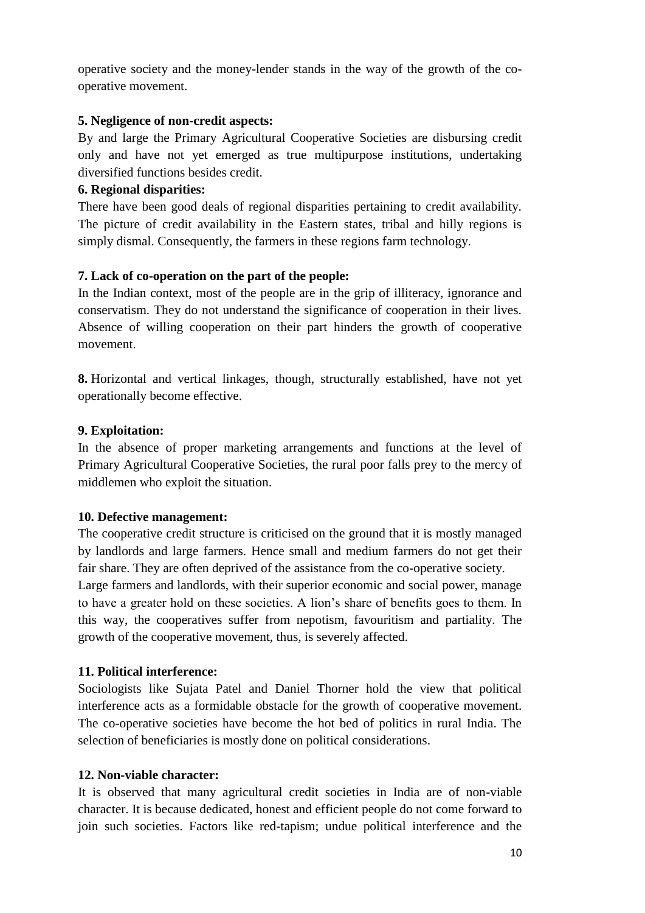operative society and the money-lender stands in the way of the growth of the co-operative movement.

**5. Negligence of non-credit aspects:**

By and large the Primary Agricultural Cooperative Societies are disbursing credit only and have not yet emerged as true multipurpose institutions, undertaking diversified functions besides credit.

**6. Regional disparities:**

There have been good deals of regional disparities pertaining to credit availability. The picture of credit availability in the Eastern states, tribal and hilly regions is simply dismal. Consequently, the farmers in these regions farm technology.

**7. Lack of co-operation on the part of the people:**

In the Indian context, most of the people are in the grip of illiteracy, ignorance and conservatism. They do not understand the significance of cooperation in their lives. Absence of willing cooperation on their part hinders the growth of cooperative movement.

**8.** Horizontal and vertical linkages, though, structurally established, have not yet operationally become effective.

**9. Exploitation:**

In the absence of proper marketing arrangements and functions at the level of Primary Agricultural Cooperative Societies, the rural poor falls prey to the mercy of middlemen who exploit the situation.

**10. Defective management:**

The cooperative credit structure is criticised on the ground that it is mostly managed by landlords and large farmers. Hence small and medium farmers do not get their fair share. They are often deprived of the assistance from the co-operative society.
Large farmers and landlords, with their superior economic and social power, manage to have a greater hold on these societies. A lion's share of benefits goes to them. In this way, the cooperatives suffer from nepotism, favouritism and partiality. The growth of the cooperative movement, thus, is severely affected.

**11. Political interference:**

Sociologists like Sujata Patel and Daniel Thorner hold the view that political interference acts as a formidable obstacle for the growth of cooperative movement. The co-operative societies have become the hot bed of politics in rural India. The selection of beneficiaries is mostly done on political considerations.

**12. Non-viable character:**

It is observed that many agricultural credit societies in India are of non-viable character. It is because dedicated, honest and efficient people do not come forward to join such societies. Factors like red-tapism; undue political interference and the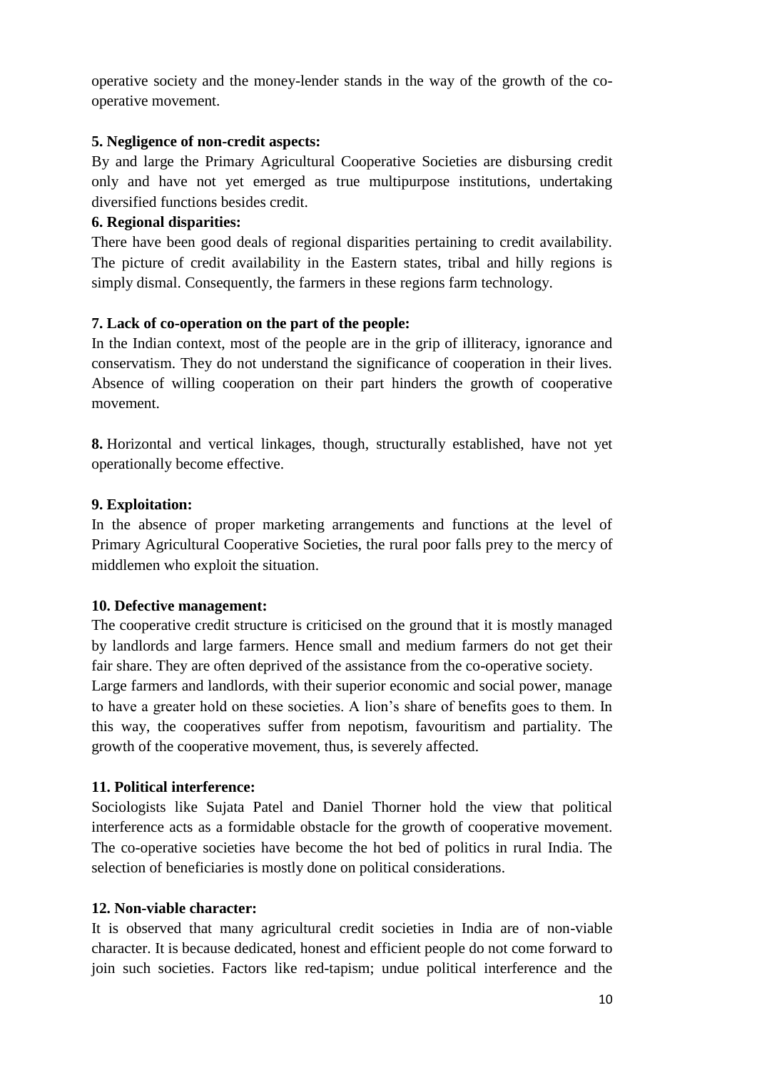operative society and the money-lender stands in the way of the growth of the co-operative movement.

**5. Negligence of non-credit aspects:**

By and large the Primary Agricultural Cooperative Societies are disbursing credit only and have not yet emerged as true multipurpose institutions, undertaking diversified functions besides credit.

**6. Regional disparities:**

There have been good deals of regional disparities pertaining to credit availability. The picture of credit availability in the Eastern states, tribal and hilly regions is simply dismal. Consequently, the farmers in these regions farm technology.

**7. Lack of co-operation on the part of the people:**

In the Indian context, most of the people are in the grip of illiteracy, ignorance and conservatism. They do not understand the significance of cooperation in their lives. Absence of willing cooperation on their part hinders the growth of cooperative movement.

**8.** Horizontal and vertical linkages, though, structurally established, have not yet operationally become effective.

**9. Exploitation:**

In the absence of proper marketing arrangements and functions at the level of Primary Agricultural Cooperative Societies, the rural poor falls prey to the mercy of middlemen who exploit the situation.

**10. Defective management:**

The cooperative credit structure is criticised on the ground that it is mostly managed by landlords and large farmers. Hence small and medium farmers do not get their fair share. They are often deprived of the assistance from the co-operative society.
Large farmers and landlords, with their superior economic and social power, manage to have a greater hold on these societies. A lion's share of benefits goes to them. In this way, the cooperatives suffer from nepotism, favouritism and partiality. The growth of the cooperative movement, thus, is severely affected.

**11. Political interference:**

Sociologists like Sujata Patel and Daniel Thorner hold the view that political interference acts as a formidable obstacle for the growth of cooperative movement. The co-operative societies have become the hot bed of politics in rural India. The selection of beneficiaries is mostly done on political considerations.

**12. Non-viable character:**

It is observed that many agricultural credit societies in India are of non-viable character. It is because dedicated, honest and efficient people do not come forward to join such societies. Factors like red-tapism; undue political interference and the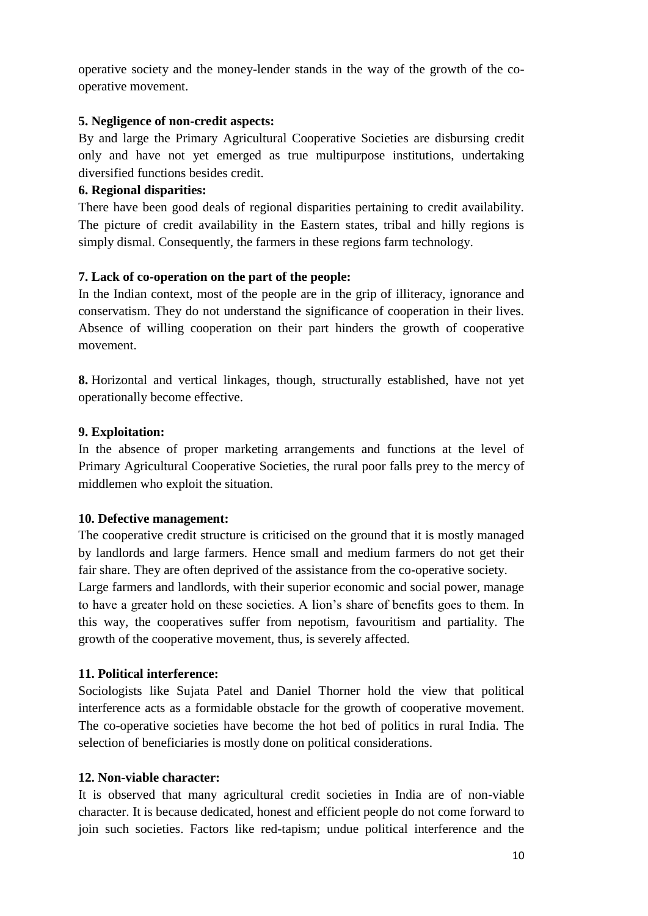operative society and the money-lender stands in the way of the growth of the co-operative movement.

**5. Negligence of non-credit aspects:**

By and large the Primary Agricultural Cooperative Societies are disbursing credit only and have not yet emerged as true multipurpose institutions, undertaking diversified functions besides credit.

**6. Regional disparities:**

There have been good deals of regional disparities pertaining to credit availability. The picture of credit availability in the Eastern states, tribal and hilly regions is simply dismal. Consequently, the farmers in these regions farm technology.

**7. Lack of co-operation on the part of the people:**

In the Indian context, most of the people are in the grip of illiteracy, ignorance and conservatism. They do not understand the significance of cooperation in their lives. Absence of willing cooperation on their part hinders the growth of cooperative movement.

**8.** Horizontal and vertical linkages, though, structurally established, have not yet operationally become effective.

**9. Exploitation:**

In the absence of proper marketing arrangements and functions at the level of Primary Agricultural Cooperative Societies, the rural poor falls prey to the mercy of middlemen who exploit the situation.

**10. Defective management:**

The cooperative credit structure is criticised on the ground that it is mostly managed by landlords and large farmers. Hence small and medium farmers do not get their fair share. They are often deprived of the assistance from the co-operative society. Large farmers and landlords, with their superior economic and social power, manage to have a greater hold on these societies. A lion's share of benefits goes to them. In this way, the cooperatives suffer from nepotism, favouritism and partiality. The growth of the cooperative movement, thus, is severely affected.

**11. Political interference:**

Sociologists like Sujata Patel and Daniel Thorner hold the view that political interference acts as a formidable obstacle for the growth of cooperative movement. The co-operative societies have become the hot bed of politics in rural India. The selection of beneficiaries is mostly done on political considerations.

**12. Non-viable character:**

It is observed that many agricultural credit societies in India are of non-viable character. It is because dedicated, honest and efficient people do not come forward to join such societies. Factors like red-tapism; undue political interference and the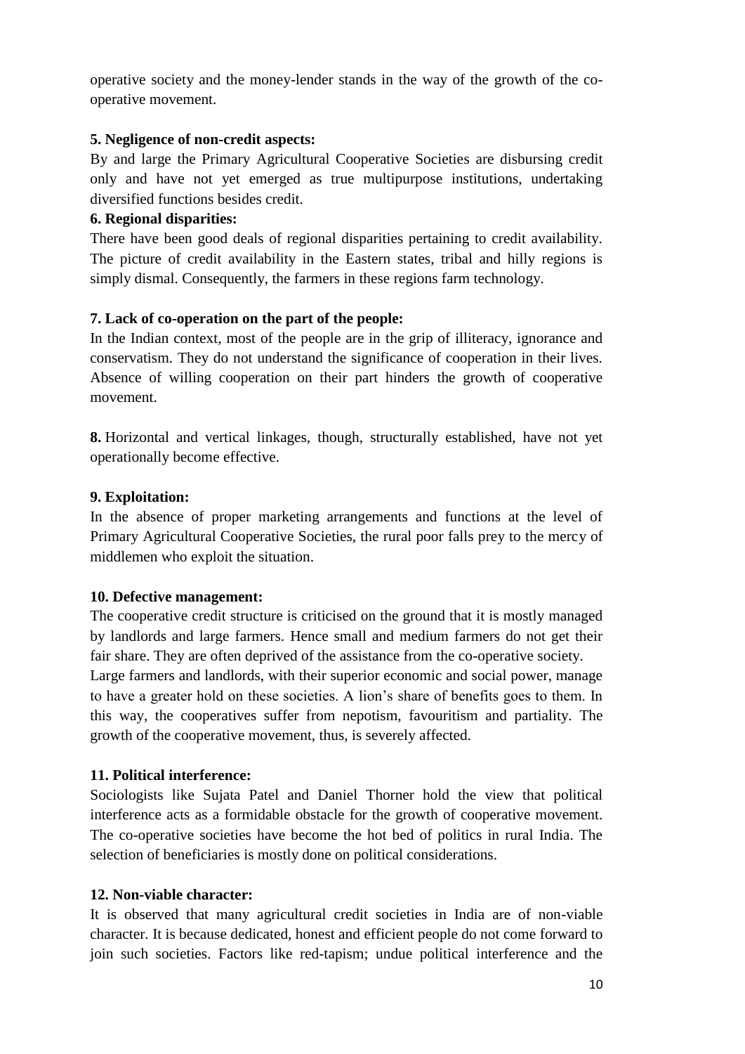operative society and the money-lender stands in the way of the growth of the co-operative movement.

**5. Negligence of non-credit aspects:**

By and large the Primary Agricultural Cooperative Societies are disbursing credit only and have not yet emerged as true multipurpose institutions, undertaking diversified functions besides credit.

**6. Regional disparities:**

There have been good deals of regional disparities pertaining to credit availability. The picture of credit availability in the Eastern states, tribal and hilly regions is simply dismal. Consequently, the farmers in these regions farm technology.

**7. Lack of co-operation on the part of the people:**

In the Indian context, most of the people are in the grip of illiteracy, ignorance and conservatism. They do not understand the significance of cooperation in their lives. Absence of willing cooperation on their part hinders the growth of cooperative movement.

**8.** Horizontal and vertical linkages, though, structurally established, have not yet operationally become effective.

**9. Exploitation:**

In the absence of proper marketing arrangements and functions at the level of Primary Agricultural Cooperative Societies, the rural poor falls prey to the mercy of middlemen who exploit the situation.

**10. Defective management:**

The cooperative credit structure is criticised on the ground that it is mostly managed by landlords and large farmers. Hence small and medium farmers do not get their fair share. They are often deprived of the assistance from the co-operative society.
Large farmers and landlords, with their superior economic and social power, manage to have a greater hold on these societies. A lion's share of benefits goes to them. In this way, the cooperatives suffer from nepotism, favouritism and partiality. The growth of the cooperative movement, thus, is severely affected.

**11. Political interference:**

Sociologists like Sujata Patel and Daniel Thorner hold the view that political interference acts as a formidable obstacle for the growth of cooperative movement. The co-operative societies have become the hot bed of politics in rural India. The selection of beneficiaries is mostly done on political considerations.

**12. Non-viable character:**

It is observed that many agricultural credit societies in India are of non-viable character. It is because dedicated, honest and efficient people do not come forward to join such societies. Factors like red-tapism; undue political interference and the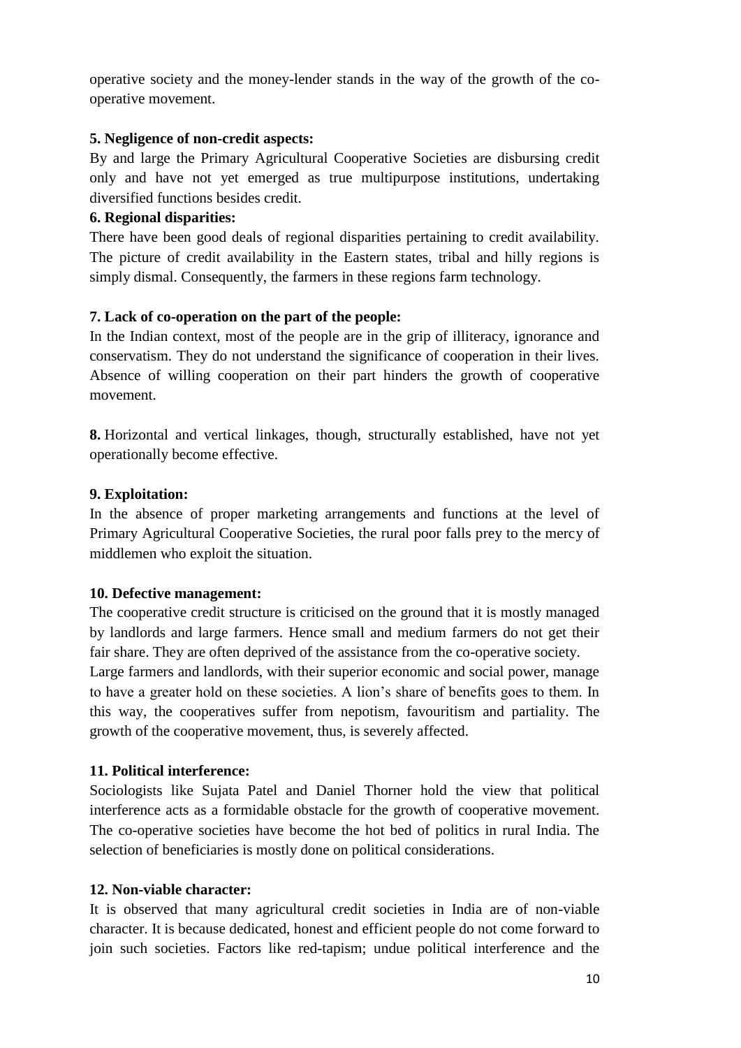operative society and the money-lender stands in the way of the growth of the co-operative movement.

**5. Negligence of non-credit aspects:**

By and large the Primary Agricultural Cooperative Societies are disbursing credit only and have not yet emerged as true multipurpose institutions, undertaking diversified functions besides credit.

**6. Regional disparities:**

There have been good deals of regional disparities pertaining to credit availability. The picture of credit availability in the Eastern states, tribal and hilly regions is simply dismal. Consequently, the farmers in these regions farm technology.

**7. Lack of co-operation on the part of the people:**

In the Indian context, most of the people are in the grip of illiteracy, ignorance and conservatism. They do not understand the significance of cooperation in their lives. Absence of willing cooperation on their part hinders the growth of cooperative movement.

**8.** Horizontal and vertical linkages, though, structurally established, have not yet operationally become effective.

**9. Exploitation:**

In the absence of proper marketing arrangements and functions at the level of Primary Agricultural Cooperative Societies, the rural poor falls prey to the mercy of middlemen who exploit the situation.

**10. Defective management:**

The cooperative credit structure is criticised on the ground that it is mostly managed by landlords and large farmers. Hence small and medium farmers do not get their fair share. They are often deprived of the assistance from the co-operative society.
Large farmers and landlords, with their superior economic and social power, manage to have a greater hold on these societies. A lion's share of benefits goes to them. In this way, the cooperatives suffer from nepotism, favouritism and partiality. The growth of the cooperative movement, thus, is severely affected.

**11. Political interference:**

Sociologists like Sujata Patel and Daniel Thorner hold the view that political interference acts as a formidable obstacle for the growth of cooperative movement. The co-operative societies have become the hot bed of politics in rural India. The selection of beneficiaries is mostly done on political considerations.

**12. Non-viable character:**

It is observed that many agricultural credit societies in India are of non-viable character. It is because dedicated, honest and efficient people do not come forward to join such societies. Factors like red-tapism; undue political interference and the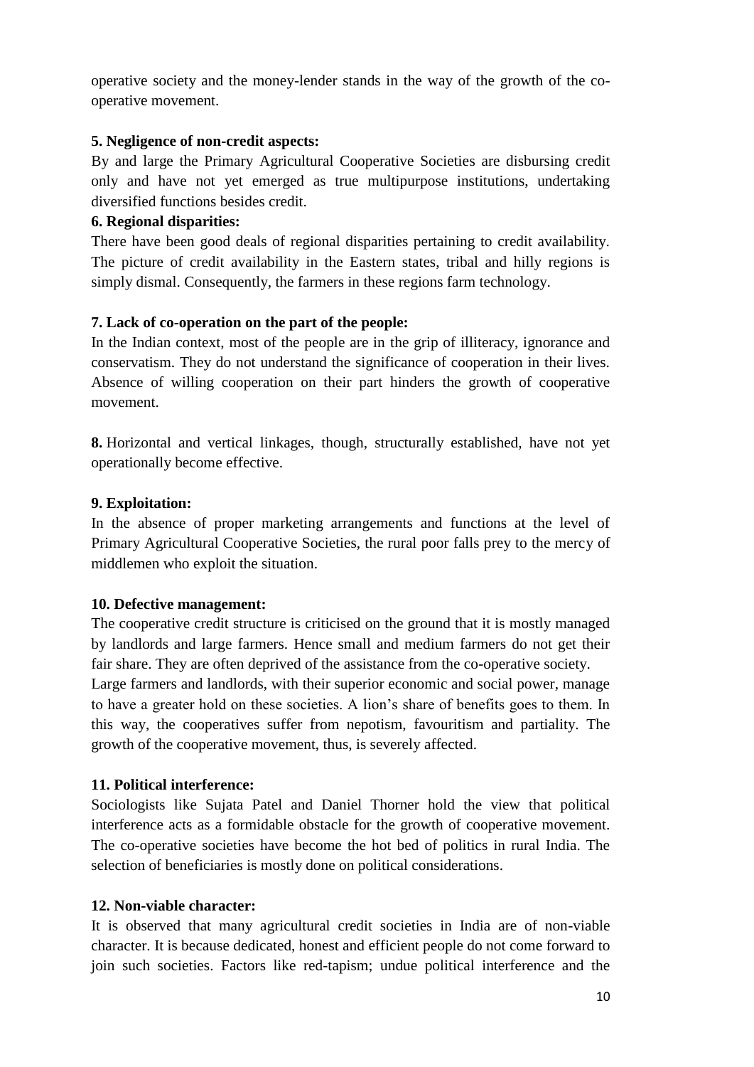operative society and the money-lender stands in the way of the growth of the co-operative movement.

**5. Negligence of non-credit aspects:**

By and large the Primary Agricultural Cooperative Societies are disbursing credit only and have not yet emerged as true multipurpose institutions, undertaking diversified functions besides credit.

**6. Regional disparities:**

There have been good deals of regional disparities pertaining to credit availability. The picture of credit availability in the Eastern states, tribal and hilly regions is simply dismal. Consequently, the farmers in these regions farm technology.

**7. Lack of co-operation on the part of the people:**

In the Indian context, most of the people are in the grip of illiteracy, ignorance and conservatism. They do not understand the significance of cooperation in their lives. Absence of willing cooperation on their part hinders the growth of cooperative movement.

**8.** Horizontal and vertical linkages, though, structurally established, have not yet operationally become effective.

**9. Exploitation:**

In the absence of proper marketing arrangements and functions at the level of Primary Agricultural Cooperative Societies, the rural poor falls prey to the mercy of middlemen who exploit the situation.

**10. Defective management:**

The cooperative credit structure is criticised on the ground that it is mostly managed by landlords and large farmers. Hence small and medium farmers do not get their fair share. They are often deprived of the assistance from the co-operative society. Large farmers and landlords, with their superior economic and social power, manage to have a greater hold on these societies. A lion's share of benefits goes to them. In this way, the cooperatives suffer from nepotism, favouritism and partiality. The growth of the cooperative movement, thus, is severely affected.

**11. Political interference:**

Sociologists like Sujata Patel and Daniel Thorner hold the view that political interference acts as a formidable obstacle for the growth of cooperative movement. The co-operative societies have become the hot bed of politics in rural India. The selection of beneficiaries is mostly done on political considerations.

**12. Non-viable character:**

It is observed that many agricultural credit societies in India are of non-viable character. It is because dedicated, honest and efficient people do not come forward to join such societies. Factors like red-tapism; undue political interference and the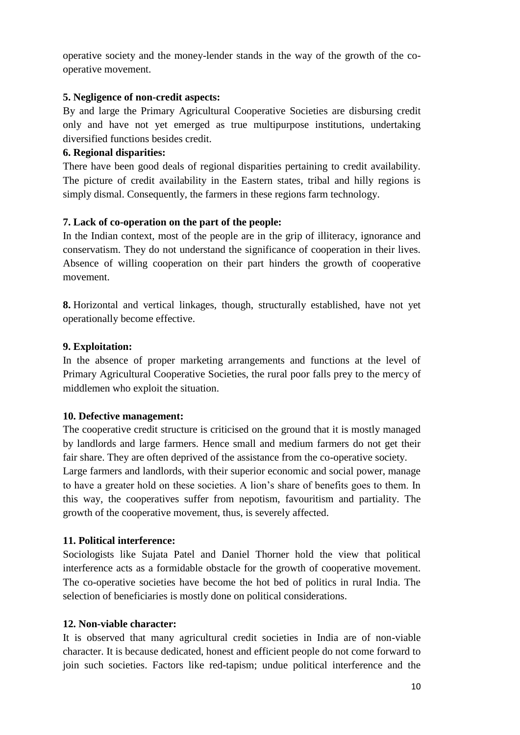operative society and the money-lender stands in the way of the growth of the co-operative movement.

**5. Negligence of non-credit aspects:**

By and large the Primary Agricultural Cooperative Societies are disbursing credit only and have not yet emerged as true multipurpose institutions, undertaking diversified functions besides credit.

**6. Regional disparities:**

There have been good deals of regional disparities pertaining to credit availability. The picture of credit availability in the Eastern states, tribal and hilly regions is simply dismal. Consequently, the farmers in these regions farm technology.

**7. Lack of co-operation on the part of the people:**

In the Indian context, most of the people are in the grip of illiteracy, ignorance and conservatism. They do not understand the significance of cooperation in their lives. Absence of willing cooperation on their part hinders the growth of cooperative movement.

**8.** Horizontal and vertical linkages, though, structurally established, have not yet operationally become effective.

**9. Exploitation:**

In the absence of proper marketing arrangements and functions at the level of Primary Agricultural Cooperative Societies, the rural poor falls prey to the mercy of middlemen who exploit the situation.

**10. Defective management:**

The cooperative credit structure is criticised on the ground that it is mostly managed by landlords and large farmers. Hence small and medium farmers do not get their fair share. They are often deprived of the assistance from the co-operative society.
Large farmers and landlords, with their superior economic and social power, manage to have a greater hold on these societies. A lion's share of benefits goes to them. In this way, the cooperatives suffer from nepotism, favouritism and partiality. The growth of the cooperative movement, thus, is severely affected.

**11. Political interference:**

Sociologists like Sujata Patel and Daniel Thorner hold the view that political interference acts as a formidable obstacle for the growth of cooperative movement. The co-operative societies have become the hot bed of politics in rural India. The selection of beneficiaries is mostly done on political considerations.

**12. Non-viable character:**

It is observed that many agricultural credit societies in India are of non-viable character. It is because dedicated, honest and efficient people do not come forward to join such societies. Factors like red-tapism; undue political interference and the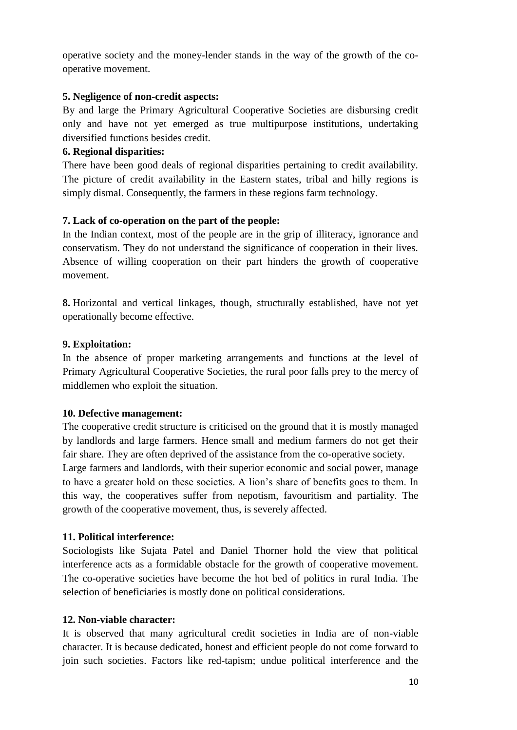operative society and the money-lender stands in the way of the growth of the co-operative movement.

**5. Negligence of non-credit aspects:**

By and large the Primary Agricultural Cooperative Societies are disbursing credit only and have not yet emerged as true multipurpose institutions, undertaking diversified functions besides credit.

**6. Regional disparities:**

There have been good deals of regional disparities pertaining to credit availability. The picture of credit availability in the Eastern states, tribal and hilly regions is simply dismal. Consequently, the farmers in these regions farm technology.

**7. Lack of co-operation on the part of the people:**

In the Indian context, most of the people are in the grip of illiteracy, ignorance and conservatism. They do not understand the significance of cooperation in their lives. Absence of willing cooperation on their part hinders the growth of cooperative movement.

**8.** Horizontal and vertical linkages, though, structurally established, have not yet operationally become effective.

**9. Exploitation:**

In the absence of proper marketing arrangements and functions at the level of Primary Agricultural Cooperative Societies, the rural poor falls prey to the mercy of middlemen who exploit the situation.

**10. Defective management:**

The cooperative credit structure is criticised on the ground that it is mostly managed by landlords and large farmers. Hence small and medium farmers do not get their fair share. They are often deprived of the assistance from the co-operative society.
Large farmers and landlords, with their superior economic and social power, manage to have a greater hold on these societies. A lion's share of benefits goes to them. In this way, the cooperatives suffer from nepotism, favouritism and partiality. The growth of the cooperative movement, thus, is severely affected.

**11. Political interference:**

Sociologists like Sujata Patel and Daniel Thorner hold the view that political interference acts as a formidable obstacle for the growth of cooperative movement. The co-operative societies have become the hot bed of politics in rural India. The selection of beneficiaries is mostly done on political considerations.

**12. Non-viable character:**

It is observed that many agricultural credit societies in India are of non-viable character. It is because dedicated, honest and efficient people do not come forward to join such societies. Factors like red-tapism; undue political interference and the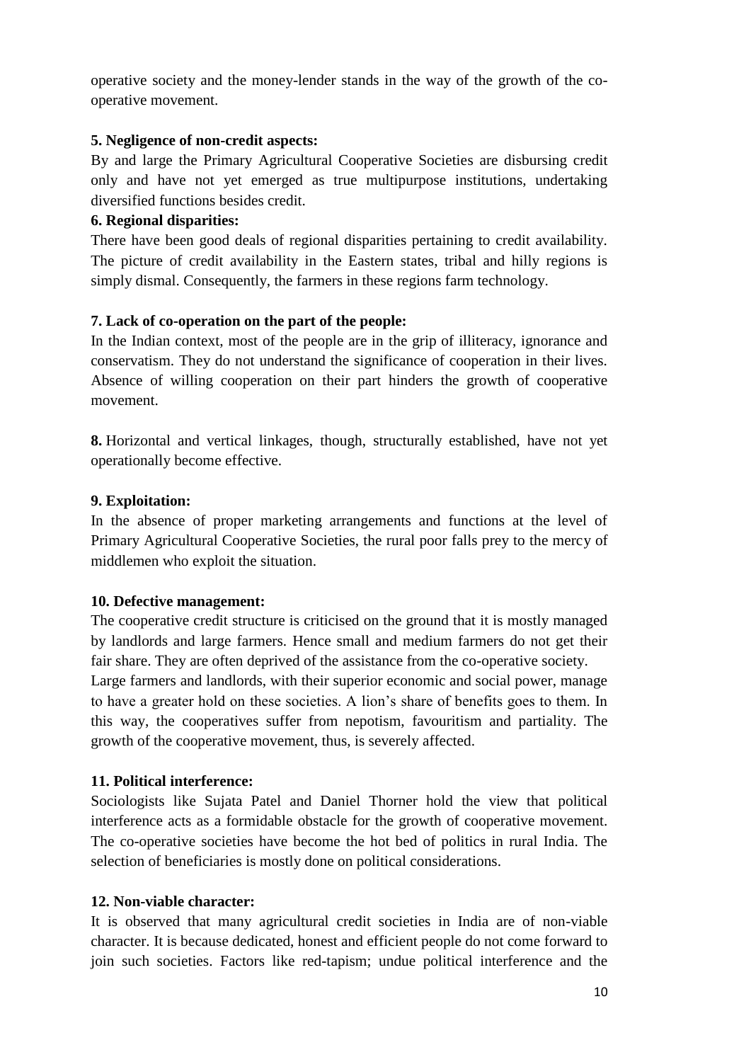operative society and the money-lender stands in the way of the growth of the co-operative movement.

**5. Negligence of non-credit aspects:**

By and large the Primary Agricultural Cooperative Societies are disbursing credit only and have not yet emerged as true multipurpose institutions, undertaking diversified functions besides credit.

**6. Regional disparities:**

There have been good deals of regional disparities pertaining to credit availability. The picture of credit availability in the Eastern states, tribal and hilly regions is simply dismal. Consequently, the farmers in these regions farm technology.

**7. Lack of co-operation on the part of the people:**

In the Indian context, most of the people are in the grip of illiteracy, ignorance and conservatism. They do not understand the significance of cooperation in their lives. Absence of willing cooperation on their part hinders the growth of cooperative movement.

**8.** Horizontal and vertical linkages, though, structurally established, have not yet operationally become effective.

**9. Exploitation:**

In the absence of proper marketing arrangements and functions at the level of Primary Agricultural Cooperative Societies, the rural poor falls prey to the mercy of middlemen who exploit the situation.

**10. Defective management:**

The cooperative credit structure is criticised on the ground that it is mostly managed by landlords and large farmers. Hence small and medium farmers do not get their fair share. They are often deprived of the assistance from the co-operative society.
Large farmers and landlords, with their superior economic and social power, manage to have a greater hold on these societies. A lion's share of benefits goes to them. In this way, the cooperatives suffer from nepotism, favouritism and partiality. The growth of the cooperative movement, thus, is severely affected.

**11. Political interference:**

Sociologists like Sujata Patel and Daniel Thorner hold the view that political interference acts as a formidable obstacle for the growth of cooperative movement. The co-operative societies have become the hot bed of politics in rural India. The selection of beneficiaries is mostly done on political considerations.

**12. Non-viable character:**

It is observed that many agricultural credit societies in India are of non-viable character. It is because dedicated, honest and efficient people do not come forward to join such societies. Factors like red-tapism; undue political interference and the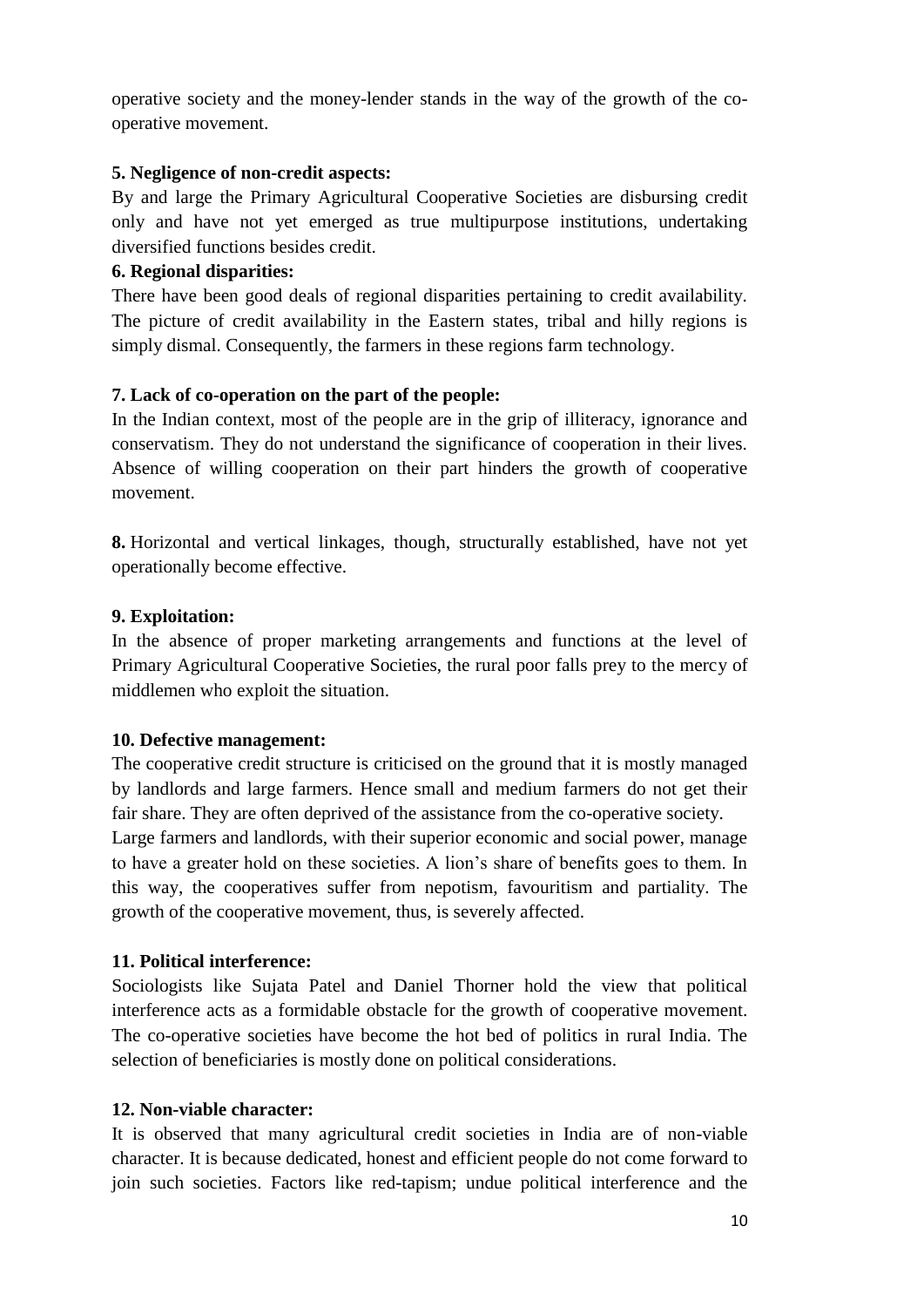operative society and the money-lender stands in the way of the growth of the co-operative movement.

**5. Negligence of non-credit aspects:**

By and large the Primary Agricultural Cooperative Societies are disbursing credit only and have not yet emerged as true multipurpose institutions, undertaking diversified functions besides credit.

**6. Regional disparities:**

There have been good deals of regional disparities pertaining to credit availability. The picture of credit availability in the Eastern states, tribal and hilly regions is simply dismal. Consequently, the farmers in these regions farm technology.

**7. Lack of co-operation on the part of the people:**

In the Indian context, most of the people are in the grip of illiteracy, ignorance and conservatism. They do not understand the significance of cooperation in their lives. Absence of willing cooperation on their part hinders the growth of cooperative movement.

**8.** Horizontal and vertical linkages, though, structurally established, have not yet operationally become effective.

**9. Exploitation:**

In the absence of proper marketing arrangements and functions at the level of Primary Agricultural Cooperative Societies, the rural poor falls prey to the mercy of middlemen who exploit the situation.

**10. Defective management:**

The cooperative credit structure is criticised on the ground that it is mostly managed by landlords and large farmers. Hence small and medium farmers do not get their fair share. They are often deprived of the assistance from the co-operative society.
Large farmers and landlords, with their superior economic and social power, manage to have a greater hold on these societies. A lion's share of benefits goes to them. In this way, the cooperatives suffer from nepotism, favouritism and partiality. The growth of the cooperative movement, thus, is severely affected.

**11. Political interference:**

Sociologists like Sujata Patel and Daniel Thorner hold the view that political interference acts as a formidable obstacle for the growth of cooperative movement. The co-operative societies have become the hot bed of politics in rural India. The selection of beneficiaries is mostly done on political considerations.

**12. Non-viable character:**

It is observed that many agricultural credit societies in India are of non-viable character. It is because dedicated, honest and efficient people do not come forward to join such societies. Factors like red-tapism; undue political interference and the